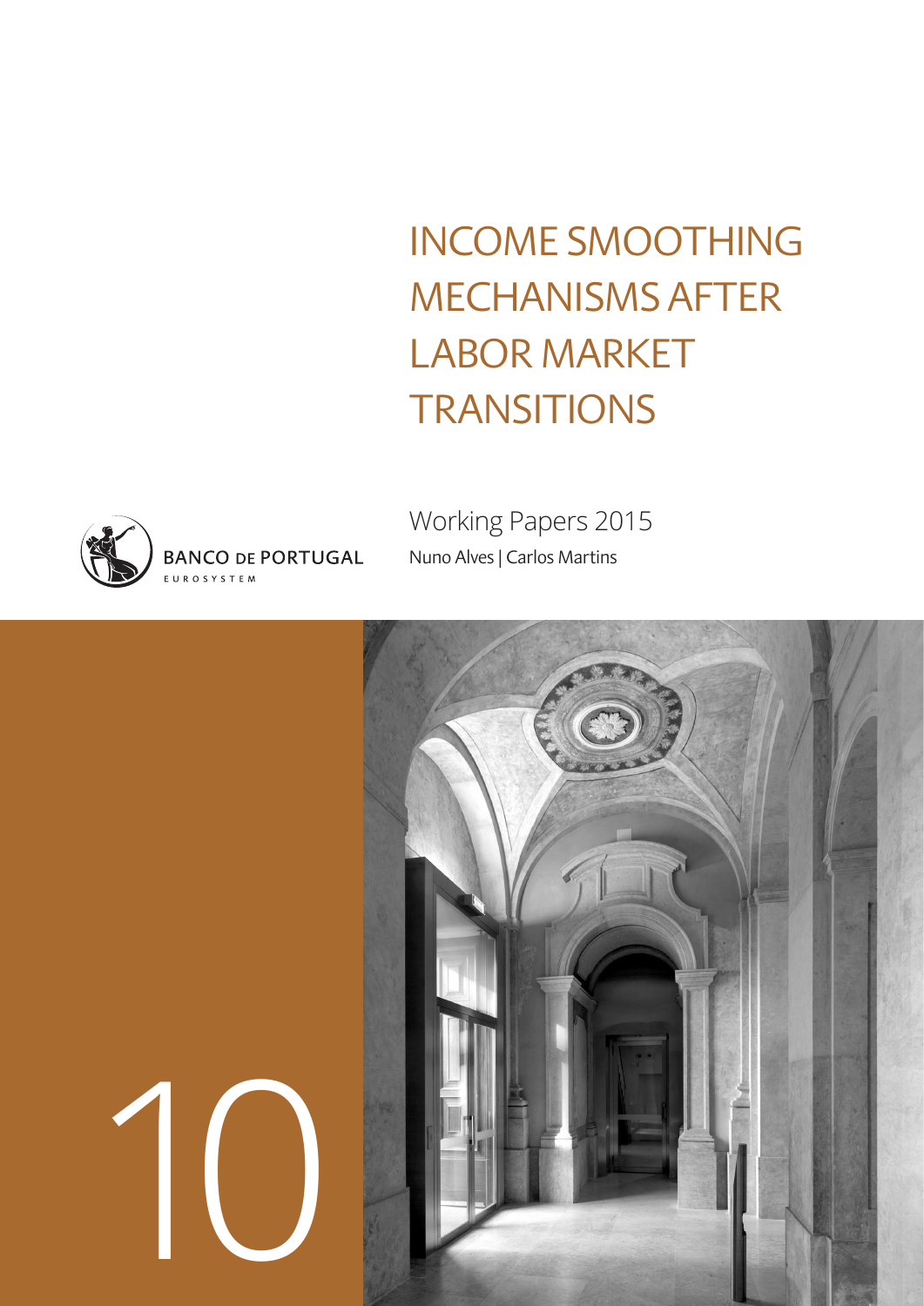# INCOME SMOOTHING MECHANISMS AFTER LABOR MARKET TRANSITIONS

BANCO DE PORTUGAL

EUROSYSTEM

Working Papers 2015

Nuno Alves | Carlos Martins

10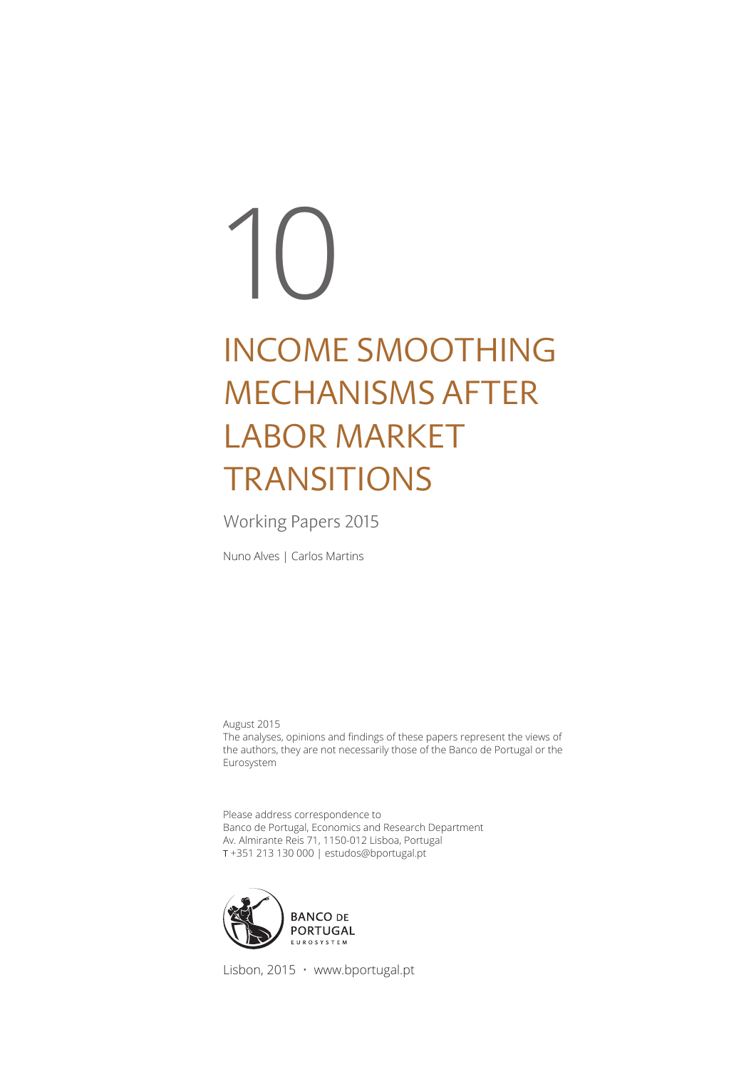10

# INCOME SMOOTHING MECHANISMS AFTER LABOR MARKET TRANSITIONS

Working Papers 2015

Nuno Alves | Carlos Martins

August 2015
The analyses, opinions and findings of these papers represent the views of the authors, they are not necessarily those of the Banco de Portugal or the Eurosystem

Please address correspondence to
Banco de Portugal, Economics and Research Department
Av. Almirante Reis 71, 1150-012 Lisboa, Portugal
T +351 213 130 000 | estudos@bportugal.pt

BANCO DE PORTUGAL
EUROSYSTEM

Lisbon, 2015 • www.bportugal.pt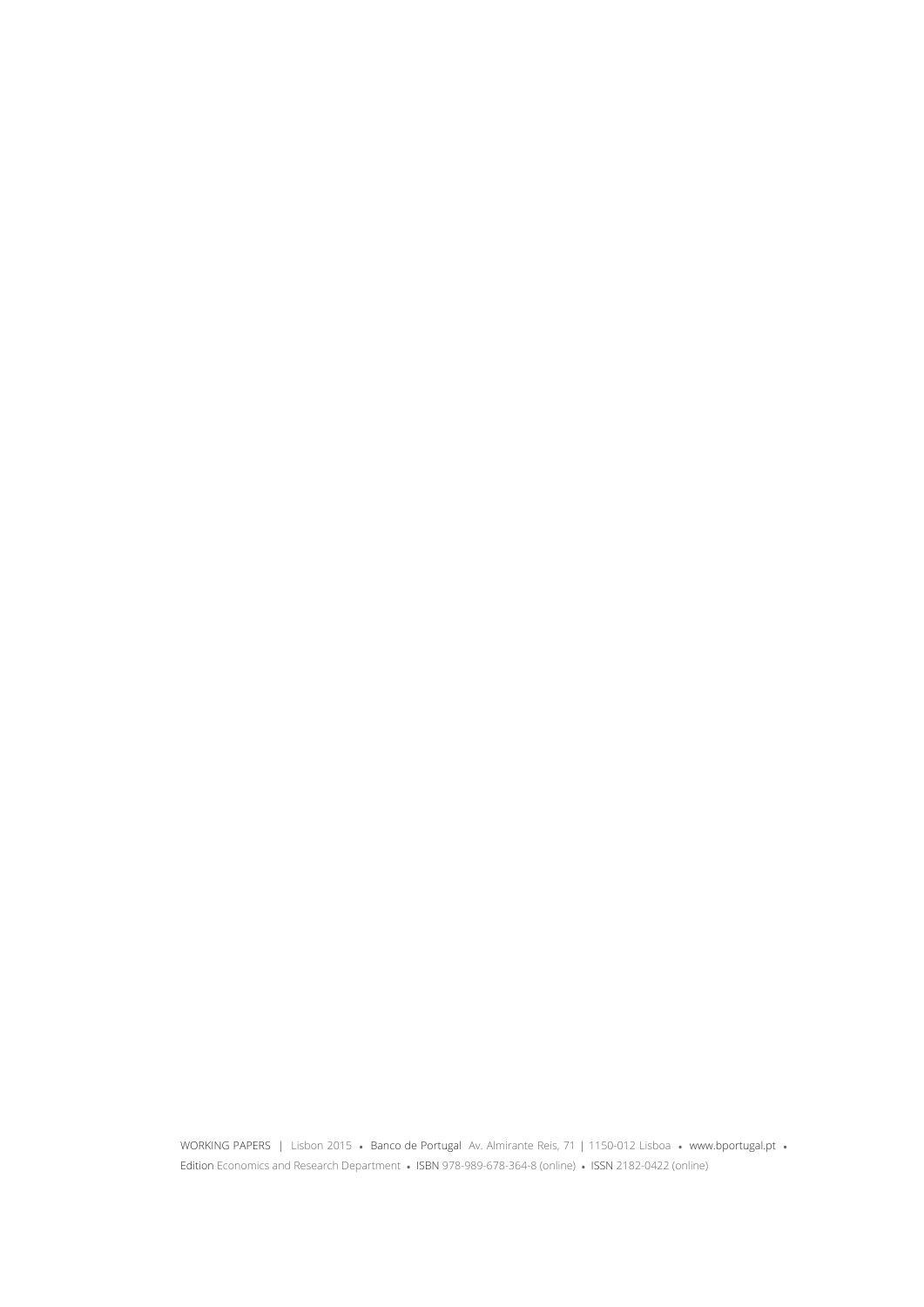WORKING PAPERS | Lisbon 2015 • Banco de Portugal Av. Almirante Reis, 71 | 1150-012 Lisboa • www.bportugal.pt • Edition Economics and Research Department • ISBN 978-989-678-364-8 (online) • ISSN 2182-0422 (online)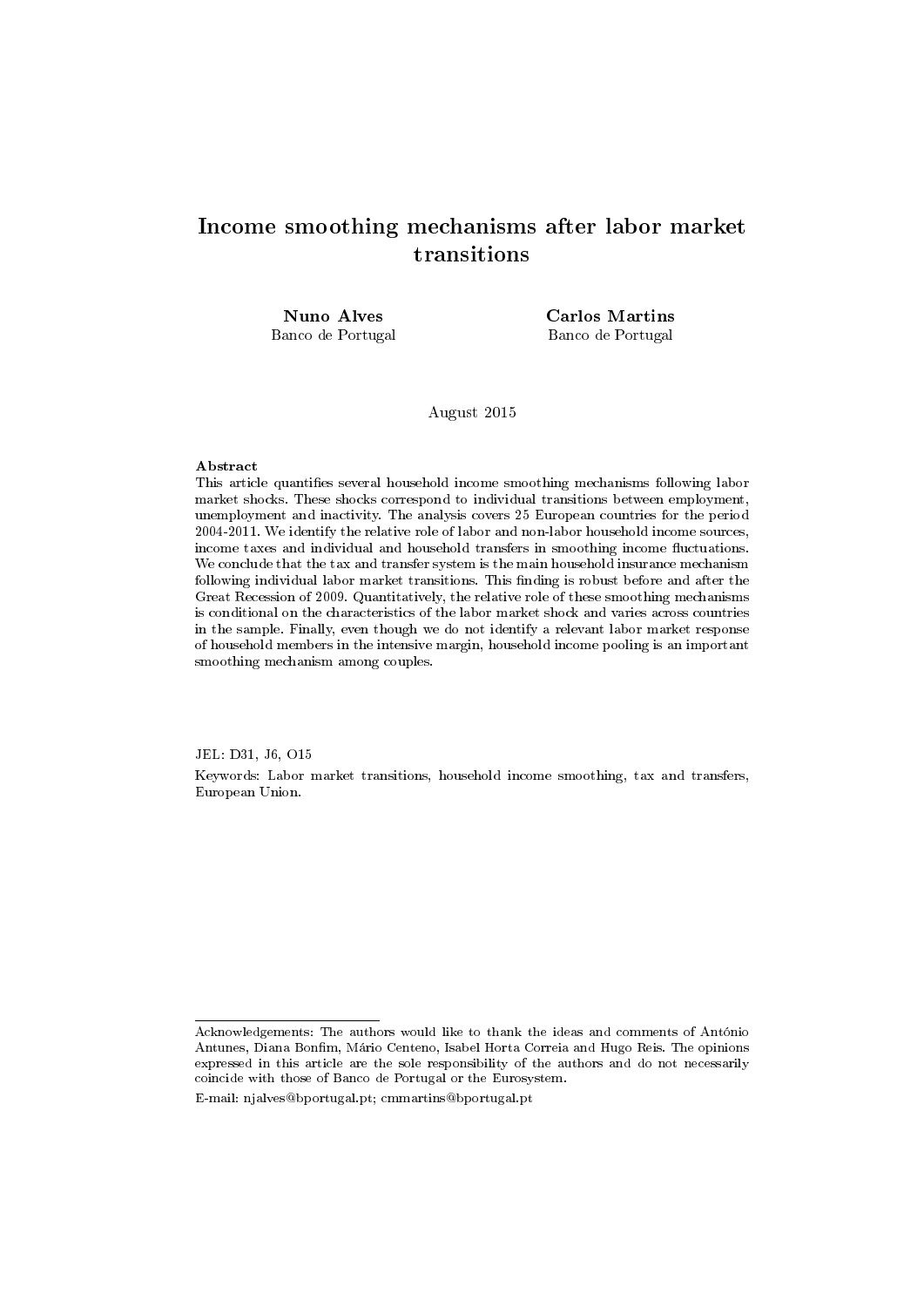# Income smoothing mechanisms after labor market transitions

**Nuno Alves**
Banco de Portugal

**Carlos Martins**
Banco de Portugal

August 2015

**Abstract**

This article quantifies several household income smoothing mechanisms following labor market shocks. These shocks correspond to individual transitions between employment, unemployment and inactivity. The analysis covers 25 European countries for the period 2004-2011. We identify the relative role of labor and non-labor household income sources, income taxes and individual and household transfers in smoothing income fluctuations. We conclude that the tax and transfer system is the main household insurance mechanism following individual labor market transitions. This finding is robust before and after the Great Recession of 2009. Quantitatively, the relative role of these smoothing mechanisms is conditional on the characteristics of the labor market shock and varies across countries in the sample. Finally, even though we do not identify a relevant labor market response of household members in the intensive margin, household income pooling is an important smoothing mechanism among couples.

JEL: D31, J6, O15

Keywords: Labor market transitions, household income smoothing, tax and transfers, European Union.

---

Acknowledgements: The authors would like to thank the ideas and comments of António Antunes, Diana Bonfim, Mário Centeno, Isabel Horta Correia and Hugo Reis. The opinions expressed in this article are the sole responsibility of the authors and do not necessarily coincide with those of Banco de Portugal or the Eurosystem.

E-mail: njalves@bportugal.pt; cmmartins@bportugal.pt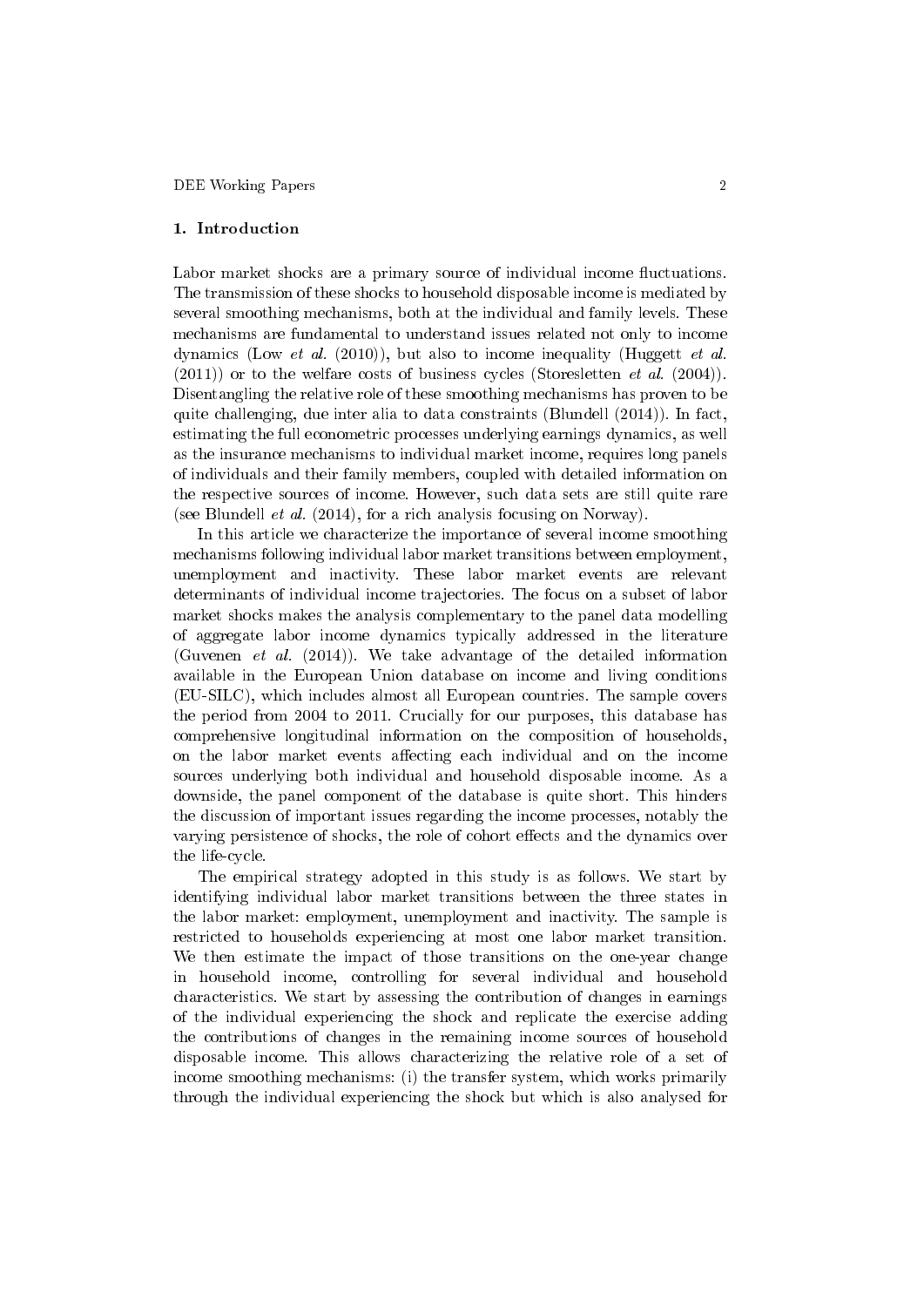## 1. Introduction

Labor market shocks are a primary source of individual income fluctuations. The transmission of these shocks to household disposable income is mediated by several smoothing mechanisms, both at the individual and family levels. These mechanisms are fundamental to understand issues related not only to income dynamics (Low *et al.* (2010)), but also to income inequality (Huggett *et al.* (2011)) or to the welfare costs of business cycles (Storesletten *et al.* (2004)). Disentangling the relative role of these smoothing mechanisms has proven to be quite challenging, due inter alia to data constraints (Blundell (2014)). In fact, estimating the full econometric processes underlying earnings dynamics, as well as the insurance mechanisms to individual market income, requires long panels of individuals and their family members, coupled with detailed information on the respective sources of income. However, such data sets are still quite rare (see Blundell *et al.* (2014), for a rich analysis focusing on Norway).

In this article we characterize the importance of several income smoothing mechanisms following individual labor market transitions between employment, unemployment and inactivity. These labor market events are relevant determinants of individual income trajectories. The focus on a subset of labor market shocks makes the analysis complementary to the panel data modelling of aggregate labor income dynamics typically addressed in the literature (Guvenen *et al.* (2014)). We take advantage of the detailed information available in the European Union database on income and living conditions (EU-SILC), which includes almost all European countries. The sample covers the period from 2004 to 2011. Crucially for our purposes, this database has comprehensive longitudinal information on the composition of households, on the labor market events affecting each individual and on the income sources underlying both individual and household disposable income. As a downside, the panel component of the database is quite short. This hinders the discussion of important issues regarding the income processes, notably the varying persistence of shocks, the role of cohort effects and the dynamics over the life-cycle.

The empirical strategy adopted in this study is as follows. We start by identifying individual labor market transitions between the three states in the labor market: employment, unemployment and inactivity. The sample is restricted to households experiencing at most one labor market transition. We then estimate the impact of those transitions on the one-year change in household income, controlling for several individual and household characteristics. We start by assessing the contribution of changes in earnings of the individual experiencing the shock and replicate the exercise adding the contributions of changes in the remaining income sources of household disposable income. This allows characterizing the relative role of a set of income smoothing mechanisms: (i) the transfer system, which works primarily through the individual experiencing the shock but which is also analysed for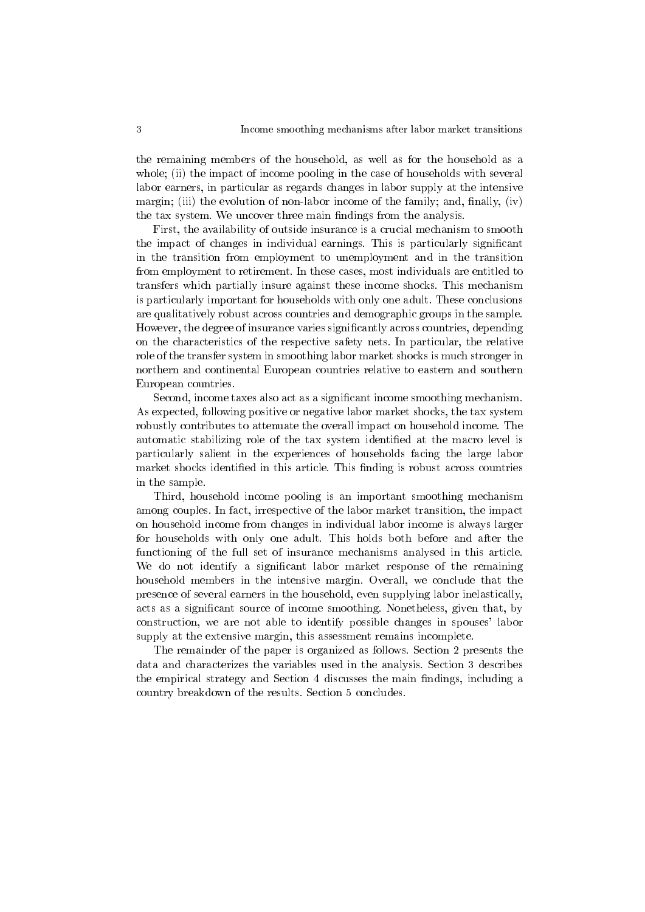the remaining members of the household, as well as for the household as a whole; (ii) the impact of income pooling in the case of households with several labor earners, in particular as regards changes in labor supply at the intensive margin; (iii) the evolution of non-labor income of the family; and, finally, (iv) the tax system. We uncover three main findings from the analysis.

First, the availability of outside insurance is a crucial mechanism to smooth the impact of changes in individual earnings. This is particularly significant in the transition from employment to unemployment and in the transition from employment to retirement. In these cases, most individuals are entitled to transfers which partially insure against these income shocks. This mechanism is particularly important for households with only one adult. These conclusions are qualitatively robust across countries and demographic groups in the sample. However, the degree of insurance varies significantly across countries, depending on the characteristics of the respective safety nets. In particular, the relative role of the transfer system in smoothing labor market shocks is much stronger in northern and continental European countries relative to eastern and southern European countries.

Second, income taxes also act as a significant income smoothing mechanism. As expected, following positive or negative labor market shocks, the tax system robustly contributes to attenuate the overall impact on household income. The automatic stabilizing role of the tax system identified at the macro level is particularly salient in the experiences of households facing the large labor market shocks identified in this article. This finding is robust across countries in the sample.

Third, household income pooling is an important smoothing mechanism among couples. In fact, irrespective of the labor market transition, the impact on household income from changes in individual labor income is always larger for households with only one adult. This holds both before and after the functioning of the full set of insurance mechanisms analysed in this article. We do not identify a significant labor market response of the remaining household members in the intensive margin. Overall, we conclude that the presence of several earners in the household, even supplying labor inelastically, acts as a significant source of income smoothing. Nonetheless, given that, by construction, we are not able to identify possible changes in spouses' labor supply at the extensive margin, this assessment remains incomplete.

The remainder of the paper is organized as follows. Section 2 presents the data and characterizes the variables used in the analysis. Section 3 describes the empirical strategy and Section 4 discusses the main findings, including a country breakdown of the results. Section 5 concludes.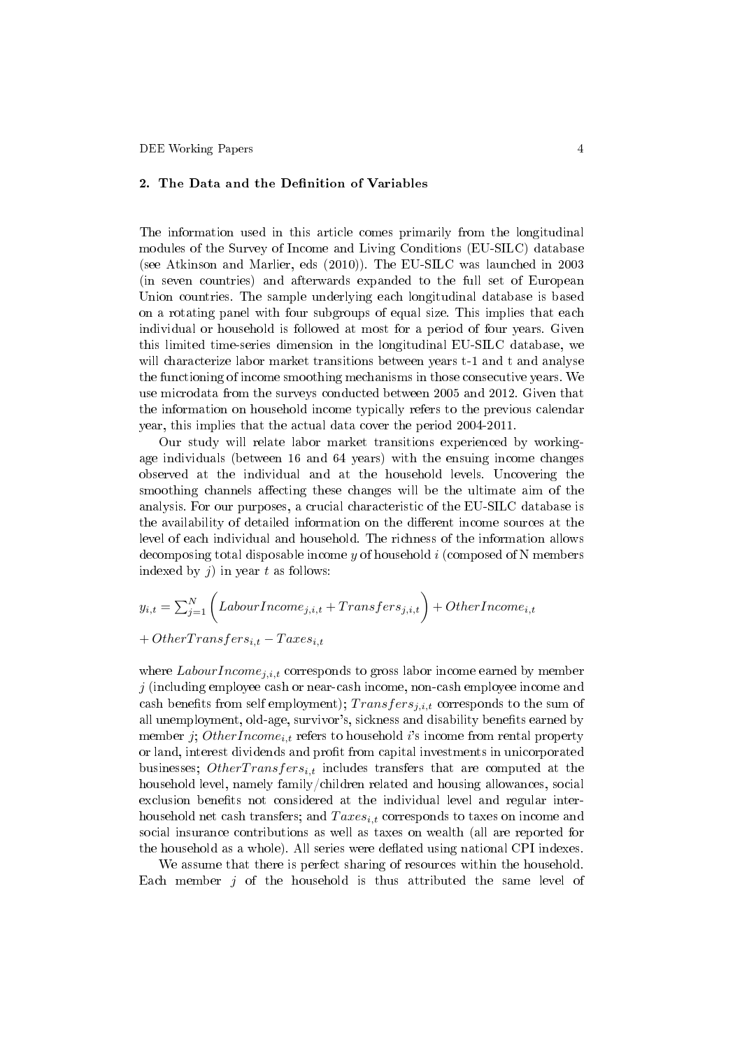## 2. The Data and the Definition of Variables

The information used in this article comes primarily from the longitudinal modules of the Survey of Income and Living Conditions (EU-SILC) database (see Atkinson and Marlier, eds (2010)). The EU-SILC was launched in 2003 (in seven countries) and afterwards expanded to the full set of European Union countries. The sample underlying each longitudinal database is based on a rotating panel with four subgroups of equal size. This implies that each individual or household is followed at most for a period of four years. Given this limited time-series dimension in the longitudinal EU-SILC database, we will characterize labor market transitions between years t-1 and t and analyse the functioning of income smoothing mechanisms in those consecutive years. We use microdata from the surveys conducted between 2005 and 2012. Given that the information on household income typically refers to the previous calendar year, this implies that the actual data cover the period 2004-2011.

Our study will relate labor market transitions experienced by working-age individuals (between 16 and 64 years) with the ensuing income changes observed at the individual and at the household levels. Uncovering the smoothing channels affecting these changes will be the ultimate aim of the analysis. For our purposes, a crucial characteristic of the EU-SILC database is the availability of detailed information on the different income sources at the level of each individual and household. The richness of the information allows decomposing total disposable income $y$ of household $i$ (composed of N members indexed by $j$) in year $t$ as follows:

$$y_{i,t} = \sum_{j=1}^{N} \left( LabourIncome_{j,i,t} + Transfers_{j,i,t} \right) + OtherIncome_{i,t}$$
$$+ OtherTransfers_{i,t} - Taxes_{i,t}$$

where $LabourIncome_{j,i,t}$ corresponds to gross labor income earned by member $j$ (including employee cash or near-cash income, non-cash employee income and cash benefits from self employment); $Transfers_{j,i,t}$ corresponds to the sum of all unemployment, old-age, survivor's, sickness and disability benefits earned by member $j$; $OtherIncome_{i,t}$ refers to household $i$'s income from rental property or land, interest dividends and profit from capital investments in unicorporated businesses; $OtherTransfers_{i,t}$ includes transfers that are computed at the household level, namely family/children related and housing allowances, social exclusion benefits not considered at the individual level and regular inter-household net cash transfers; and $Taxes_{i,t}$ corresponds to taxes on income and social insurance contributions as well as taxes on wealth (all are reported for the household as a whole). All series were deflated using national CPI indexes.

We assume that there is perfect sharing of resources within the household. Each member $j$ of the household is thus attributed the same level of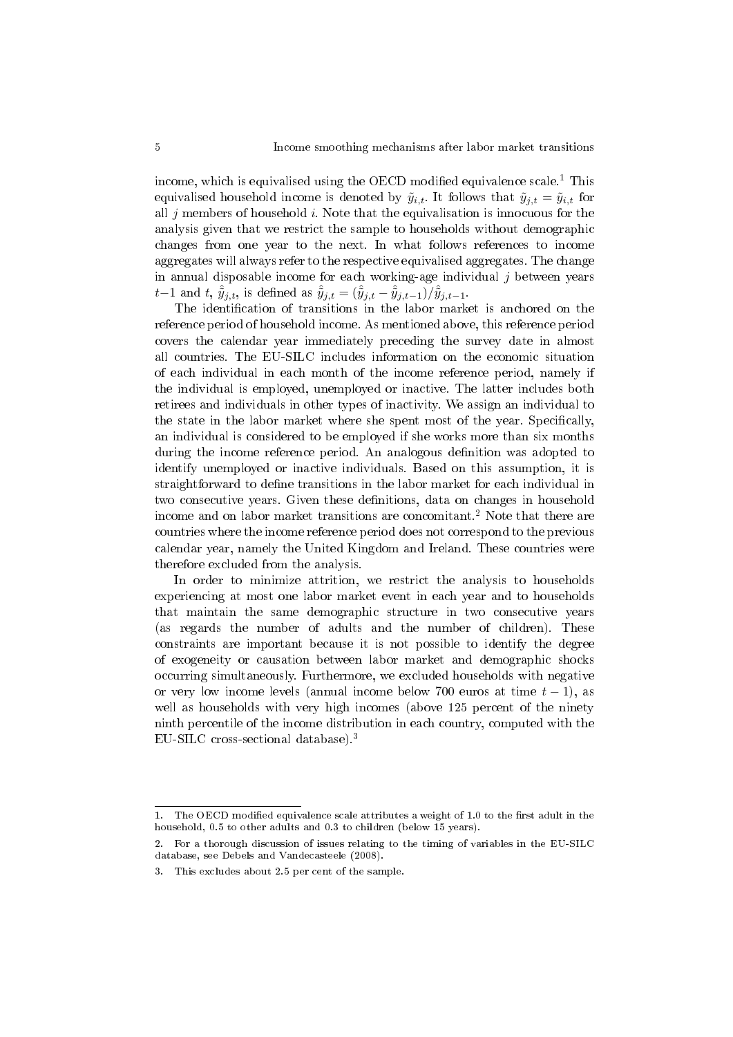income, which is equivalised using the OECD modified equivalence scale.[1] This equivalised household income is denoted by $\tilde{y}_{i,t}$. It follows that $\tilde{y}_{j,t} = \tilde{y}_{i,t}$ for all $j$ members of household $i$. Note that the equivalisation is innocuous for the analysis given that we restrict the sample to households without demographic changes from one year to the next. In what follows references to income aggregates will always refer to the respective equivalised aggregates. The change in annual disposable income for each working-age individual $j$ between years $t-1$ and $t$, $\hat{\tilde{y}}_{j,t}$, is defined as $\hat{\tilde{y}}_{j,t} = (\hat{\tilde{y}}_{j,t} - \hat{\tilde{y}}_{j,t-1})/\hat{\tilde{y}}_{j,t-1}$.

The identification of transitions in the labor market is anchored on the reference period of household income. As mentioned above, this reference period covers the calendar year immediately preceding the survey date in almost all countries. The EU-SILC includes information on the economic situation of each individual in each month of the income reference period, namely if the individual is employed, unemployed or inactive. The latter includes both retirees and individuals in other types of inactivity. We assign an individual to the state in the labor market where she spent most of the year. Specifically, an individual is considered to be employed if she works more than six months during the income reference period. An analogous definition was adopted to identify unemployed or inactive individuals. Based on this assumption, it is straightforward to define transitions in the labor market for each individual in two consecutive years. Given these definitions, data on changes in household income and on labor market transitions are concomitant.[2] Note that there are countries where the income reference period does not correspond to the previous calendar year, namely the United Kingdom and Ireland. These countries were therefore excluded from the analysis.

In order to minimize attrition, we restrict the analysis to households experiencing at most one labor market event in each year and to households that maintain the same demographic structure in two consecutive years (as regards the number of adults and the number of children). These constraints are important because it is not possible to identify the degree of exogeneity or causation between labor market and demographic shocks occurring simultaneously. Furthermore, we excluded households with negative or very low income levels (annual income below 700 euros at time $t-1$), as well as households with very high incomes (above 125 percent of the ninety ninth percentile of the income distribution in each country, computed with the EU-SILC cross-sectional database).[3]

---

1. The OECD modified equivalence scale attributes a weight of 1.0 to the first adult in the household, 0.5 to other adults and 0.3 to children (below 15 years).

2. For a thorough discussion of issues relating to the timing of variables in the EU-SILC database, see Debels and Vandecasteele (2008).

3. This excludes about 2.5 per cent of the sample.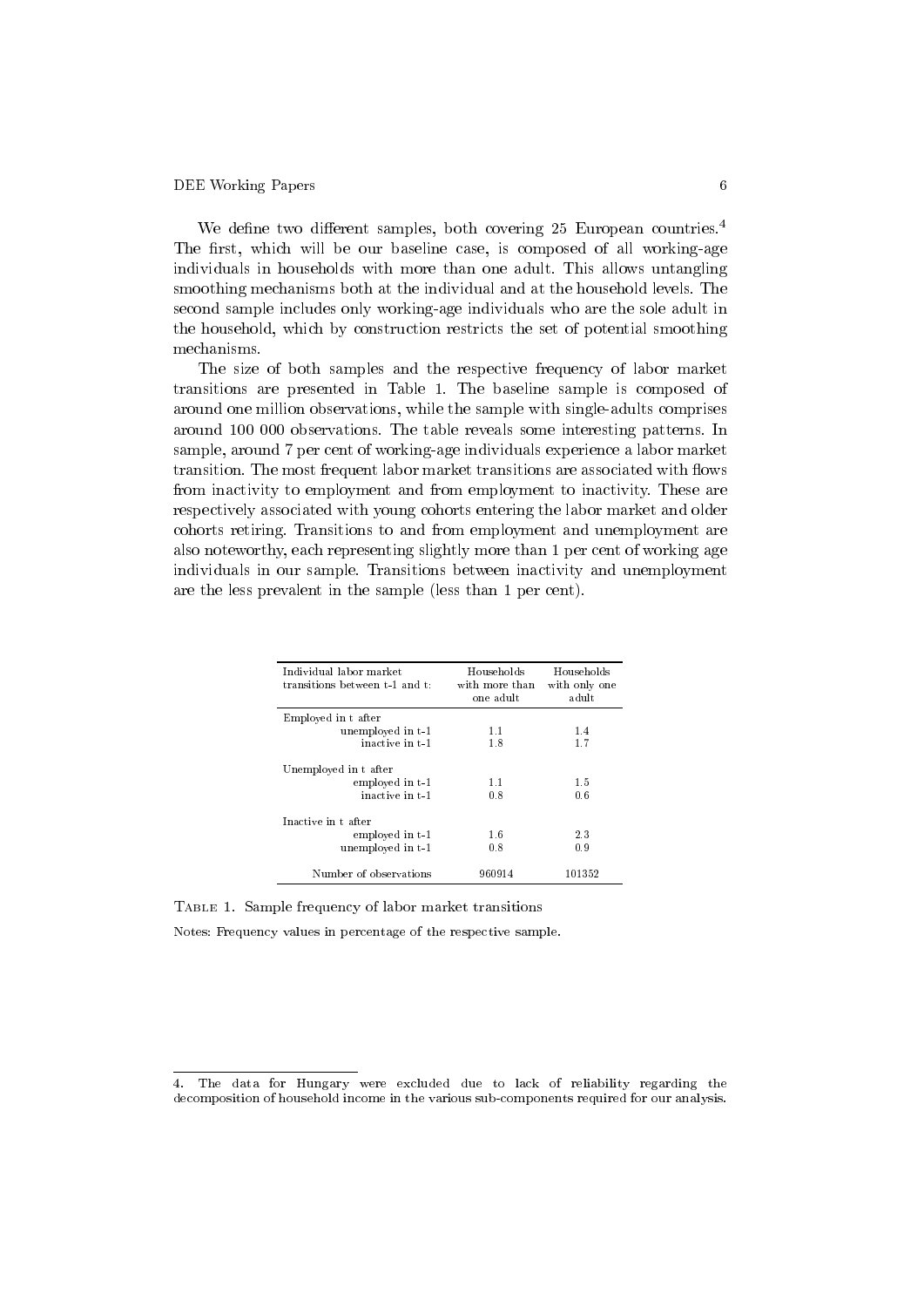We define two different samples, both covering 25 European countries.[4] The first, which will be our baseline case, is composed of all working-age individuals in households with more than one adult. This allows untangling smoothing mechanisms both at the individual and at the household levels. The second sample includes only working-age individuals who are the sole adult in the household, which by construction restricts the set of potential smoothing mechanisms.

The size of both samples and the respective frequency of labor market transitions are presented in Table 1. The baseline sample is composed of around one million observations, while the sample with single-adults comprises around 100 000 observations. The table reveals some interesting patterns. In sample, around 7 per cent of working-age individuals experience a labor market transition. The most frequent labor market transitions are associated with flows from inactivity to employment and from employment to inactivity. These are respectively associated with young cohorts entering the labor market and older cohorts retiring. Transitions to and from employment and unemployment are also noteworthy, each representing slightly more than 1 per cent of working age individuals in our sample. Transitions between inactivity and unemployment are the less prevalent in the sample (less than 1 per cent).

| Individual labor market transitions between t-1 and t: | Households with more than one adult | Households with only one adult |
|---|---|---|
| Employed in t after | | |
| unemployed in t-1 | 1.1 | 1.4 |
| inactive in t-1 | 1.8 | 1.7 |
| Unemployed in t after | | |
| employed in t-1 | 1.1 | 1.5 |
| inactive in t-1 | 0.8 | 0.6 |
| Inactive in t after | | |
| employed in t-1 | 1.6 | 2.3 |
| unemployed in t-1 | 0.8 | 0.9 |
| Number of observations | 960914 | 101352 |

TABLE 1. Sample frequency of labor market transitions

Notes: Frequency values in percentage of the respective sample.

4. The data for Hungary were excluded due to lack of reliability regarding the decomposition of household income in the various sub-components required for our analysis.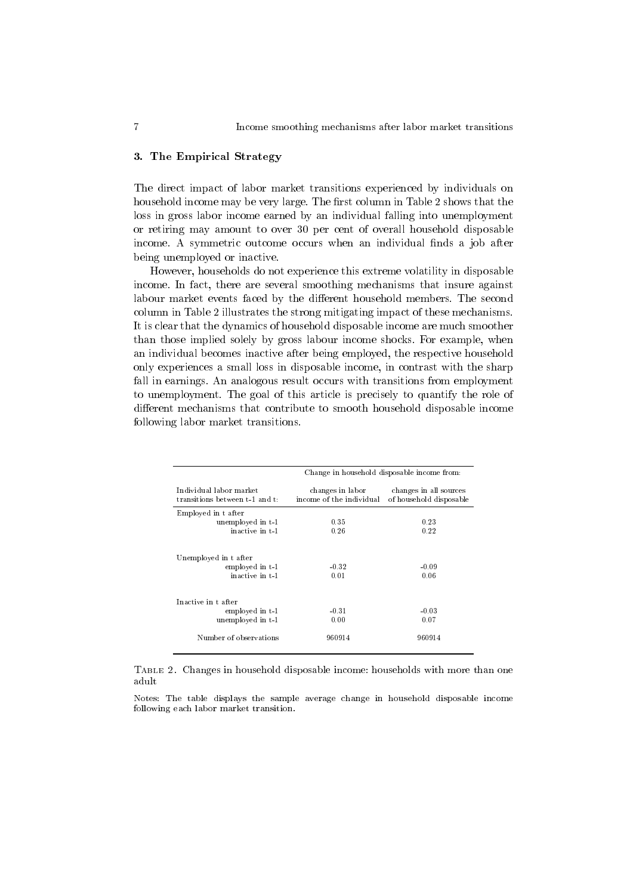### 3. The Empirical Strategy

The direct impact of labor market transitions experienced by individuals on household income may be very large. The first column in Table 2 shows that the loss in gross labor income earned by an individual falling into unemployment or retiring may amount to over 30 per cent of overall household disposable income. A symmetric outcome occurs when an individual finds a job after being unemployed or inactive.

However, households do not experience this extreme volatility in disposable income. In fact, there are several smoothing mechanisms that insure against labour market events faced by the different household members. The second column in Table 2 illustrates the strong mitigating impact of these mechanisms. It is clear that the dynamics of household disposable income are much smoother than those implied solely by gross labour income shocks. For example, when an individual becomes inactive after being employed, the respective household only experiences a small loss in disposable income, in contrast with the sharp fall in earnings. An analogous result occurs with transitions from employment to unemployment. The goal of this article is precisely to quantify the role of different mechanisms that contribute to smooth household disposable income following labor market transitions.

| | Change in household disposable income from: | |
|---|---|---|
| Individual labor market transitions between t-1 and t: | changes in labor income of the individual | changes in all sources of household disposable |
| Employed in t after | | |
| unemployed in t-1 | 0.35 | 0.23 |
| inactive in t-1 | 0.26 | 0.22 |
| Unemployed in t after | | |
| employed in t-1 | -0.32 | -0.09 |
| inactive in t-1 | 0.01 | 0.06 |
| Inactive in t after | | |
| employed in t-1 | -0.31 | -0.03 |
| unemployed in t-1 | 0.00 | 0.07 |
| Number of observations | 960914 | 960914 |

TABLE 2. Changes in household disposable income: households with more than one adult

Notes: The table displays the sample average change in household disposable income following each labor market transition.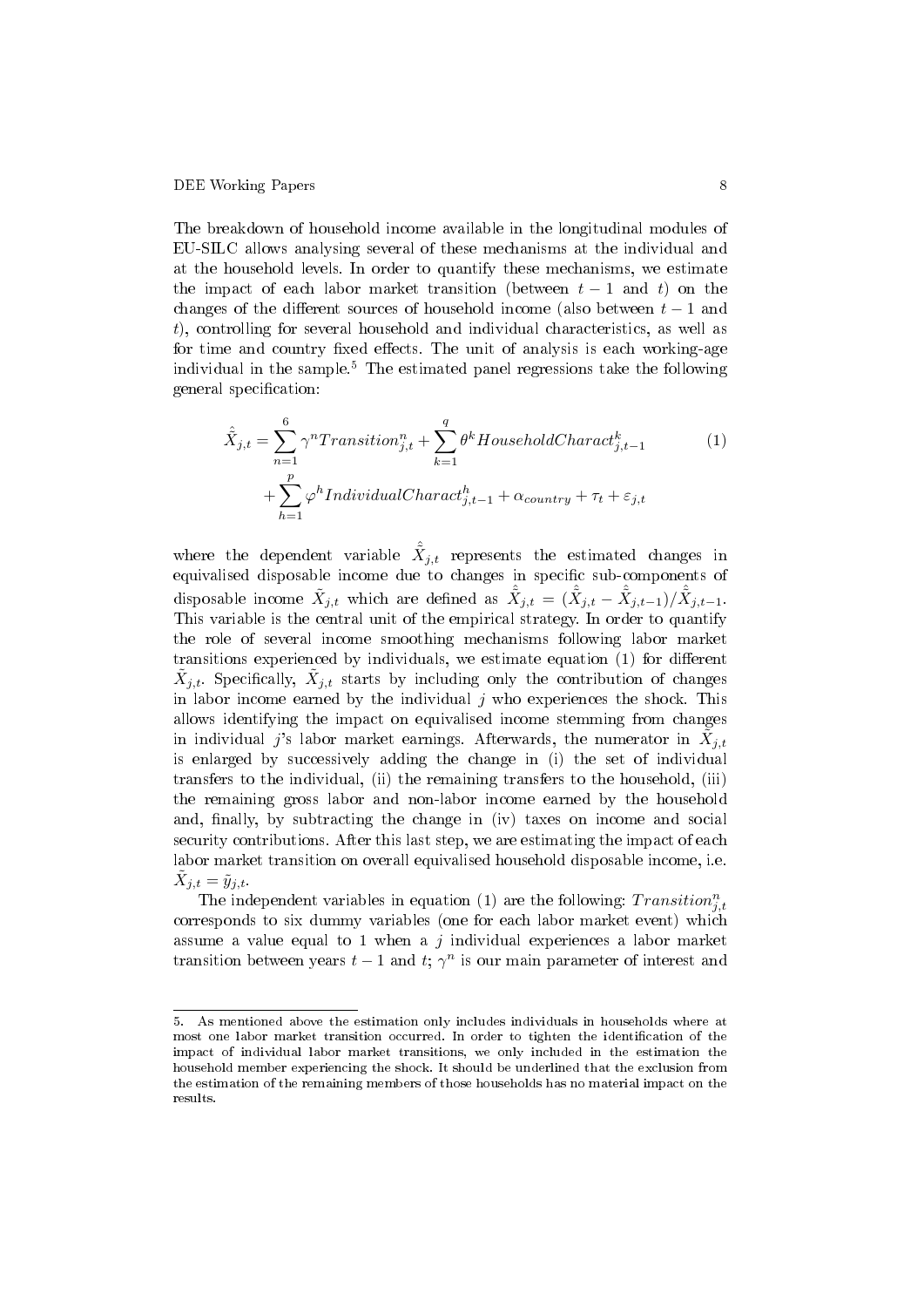The breakdown of household income available in the longitudinal modules of EU-SILC allows analysing several of these mechanisms at the individual and at the household levels. In order to quantify these mechanisms, we estimate the impact of each labor market transition (between $t-1$ and $t$) on the changes of the different sources of household income (also between $t-1$ and $t$), controlling for several household and individual characteristics, as well as for time and country fixed effects. The unit of analysis is each working-age individual in the sample.[5] The estimated panel regressions take the following general specification:

$$\hat{\tilde{X}}_{j,t} = \sum_{n=1}^{6} \gamma^n Transition_{j,t}^n + \sum_{k=1}^{q} \theta^k HouseholdCharact_{j,t-1}^k + \sum_{h=1}^{p} \varphi^h IndividualCharact_{j,t-1}^h + \alpha_{country} + \tau_t + \varepsilon_{j,t} \tag{1}$$

where the dependent variable $\hat{\tilde{X}}_{j,t}$ represents the estimated changes in equivalised disposable income due to changes in specific sub-components of disposable income $\tilde{X}_{j,t}$ which are defined as $\hat{\tilde{X}}_{j,t} = (\hat{\tilde{X}}_{j,t} - \hat{\tilde{X}}_{j,t-1})/\hat{\tilde{X}}_{j,t-1}$. This variable is the central unit of the empirical strategy. In order to quantify the role of several income smoothing mechanisms following labor market transitions experienced by individuals, we estimate equation (1) for different $\tilde{X}_{j,t}$. Specifically, $\tilde{X}_{j,t}$ starts by including only the contribution of changes in labor income earned by the individual $j$ who experiences the shock. This allows identifying the impact on equivalised income stemming from changes in individual $j$'s labor market earnings. Afterwards, the numerator in $\tilde{X}_{j,t}$ is enlarged by successively adding the change in (i) the set of individual transfers to the individual, (ii) the remaining transfers to the household, (iii) the remaining gross labor and non-labor income earned by the household and, finally, by subtracting the change in (iv) taxes on income and social security contributions. After this last step, we are estimating the impact of each labor market transition on overall equivalised household disposable income, i.e. $\tilde{X}_{j,t} = \tilde{y}_{j,t}$.

The independent variables in equation (1) are the following: $Transition_{j,t}^n$ corresponds to six dummy variables (one for each labor market event) which assume a value equal to 1 when a $j$ individual experiences a labor market transition between years $t-1$ and $t$; $\gamma^n$ is our main parameter of interest and

---

5. As mentioned above the estimation only includes individuals in households where at most one labor market transition occurred. In order to tighten the identification of the impact of individual labor market transitions, we only included in the estimation the household member experiencing the shock. It should be underlined that the exclusion from the estimation of the remaining members of those households has no material impact on the results.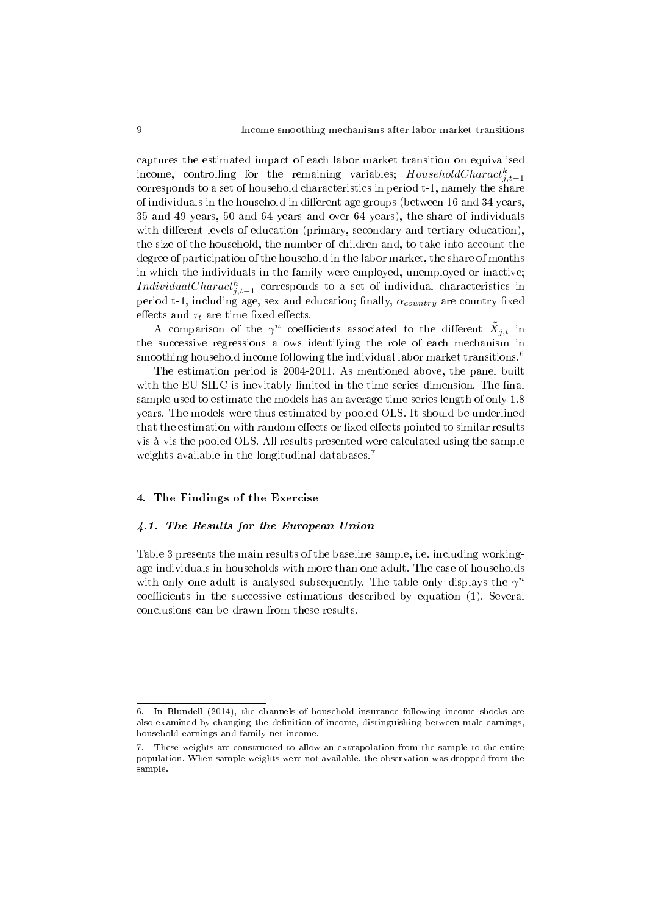captures the estimated impact of each labor market transition on equivalised income, controlling for the remaining variables; $HouseholdCharact^{k}_{j,t-1}$ corresponds to a set of household characteristics in period t-1, namely the share of individuals in the household in different age groups (between 16 and 34 years, 35 and 49 years, 50 and 64 years and over 64 years), the share of individuals with different levels of education (primary, secondary and tertiary education), the size of the household, the number of children and, to take into account the degree of participation of the household in the labor market, the share of months in which the individuals in the family were employed, unemployed or inactive; $IndividualCharact^{h}_{j,t-1}$ corresponds to a set of individual characteristics in period t-1, including age, sex and education; finally, $\alpha_{country}$ are country fixed effects and $\tau_t$ are time fixed effects.

A comparison of the $\gamma^n$ coefficients associated to the different $\tilde{X}_{j,t}$ in the successive regressions allows identifying the role of each mechanism in smoothing household income following the individual labor market transitions.[6]

The estimation period is 2004-2011. As mentioned above, the panel built with the EU-SILC is inevitably limited in the time series dimension. The final sample used to estimate the models has an average time-series length of only 1.8 years. The models were thus estimated by pooled OLS. It should be underlined that the estimation with random effects or fixed effects pointed to similar results vis-à-vis the pooled OLS. All results presented were calculated using the sample weights available in the longitudinal databases.[7]

## 4. The Findings of the Exercise

### *4.1. The Results for the European Union*

Table 3 presents the main results of the baseline sample, i.e. including working-age individuals in households with more than one adult. The case of households with only one adult is analysed subsequently. The table only displays the $\gamma^n$ coefficients in the successive estimations described by equation (1). Several conclusions can be drawn from these results.

6. In Blundell (2014), the channels of household insurance following income shocks are also examined by changing the definition of income, distinguishing between male earnings, household earnings and family net income.

7. These weights are constructed to allow an extrapolation from the sample to the entire population. When sample weights were not available, the observation was dropped from the sample.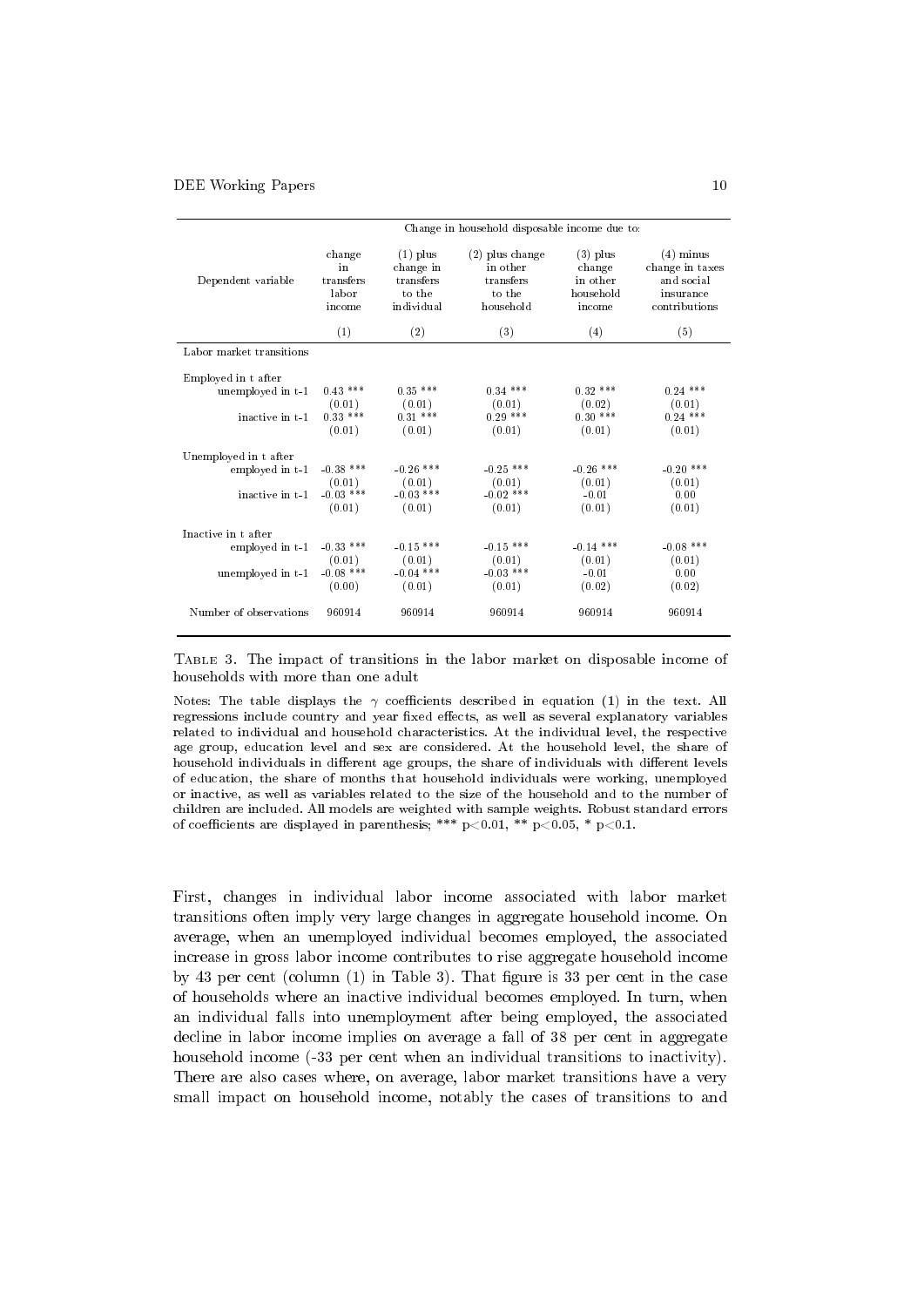| Dependent variable | Change in household disposable income due to: | | | | |
|---|---|---|---|---|---|
| | change in transfers labor income | (1) plus change in transfers to the individual | (2) plus change in other transfers to the household | (3) plus change in other household income | (4) minus change in taxes and social insurance contributions |
| | (1) | (2) | (3) | (4) | (5) |
| Labor market transitions | | | | | |
| Employed in t after | | | | | |
| unemployed in t-1 | 0.43 *** | 0.35 *** | 0.34 *** | 0.32 *** | 0.24 *** |
| | (0.01) | (0.01) | (0.01) | (0.02) | (0.01) |
| inactive in t-1 | 0.33 *** | 0.31 *** | 0.29 *** | 0.30 *** | 0.24 *** |
| | (0.01) | (0.01) | (0.01) | (0.01) | (0.01) |
| Unemployed in t after | | | | | |
| employed in t-1 | -0.38 *** | -0.26 *** | -0.25 *** | -0.26 *** | -0.20 *** |
| | (0.01) | (0.01) | (0.01) | (0.01) | (0.01) |
| inactive in t-1 | -0.03 *** | -0.03 *** | -0.02 *** | -0.01 | 0.00 |
| | (0.01) | (0.01) | (0.01) | (0.01) | (0.01) |
| Inactive in t after | | | | | |
| employed in t-1 | -0.33 *** | -0.15 *** | -0.15 *** | -0.14 *** | -0.08 *** |
| | (0.01) | (0.01) | (0.01) | (0.01) | (0.01) |
| unemployed in t-1 | -0.08 *** | -0.04 *** | -0.03 *** | -0.01 | 0.00 |
| | (0.00) | (0.01) | (0.01) | (0.02) | (0.02) |
| Number of observations | 960914 | 960914 | 960914 | 960914 | 960914 |

Table 3. The impact of transitions in the labor market on disposable income of households with more than one adult

Notes: The table displays the $\gamma$ coefficients described in equation (1) in the text. All regressions include country and year fixed effects, as well as several explanatory variables related to individual and household characteristics. At the individual level, the respective age group, education level and sex are considered. At the household level, the share of household individuals in different age groups, the share of individuals with different levels of education, the share of months that household individuals were working, unemployed or inactive, as well as variables related to the size of the household and to the number of children are included. All models are weighted with sample weights. Robust standard errors of coefficients are displayed in parenthesis; *** $p<0.01$, ** $p<0.05$, * $p<0.1$.

First, changes in individual labor income associated with labor market transitions often imply very large changes in aggregate household income. On average, when an unemployed individual becomes employed, the associated increase in gross labor income contributes to rise aggregate household income by 43 per cent (column (1) in Table 3). That figure is 33 per cent in the case of households where an inactive individual becomes employed. In turn, when an individual falls into unemployment after being employed, the associated decline in labor income implies on average a fall of 38 per cent in aggregate household income (-33 per cent when an individual transitions to inactivity). There are also cases where, on average, labor market transitions have a very small impact on household income, notably the cases of transitions to and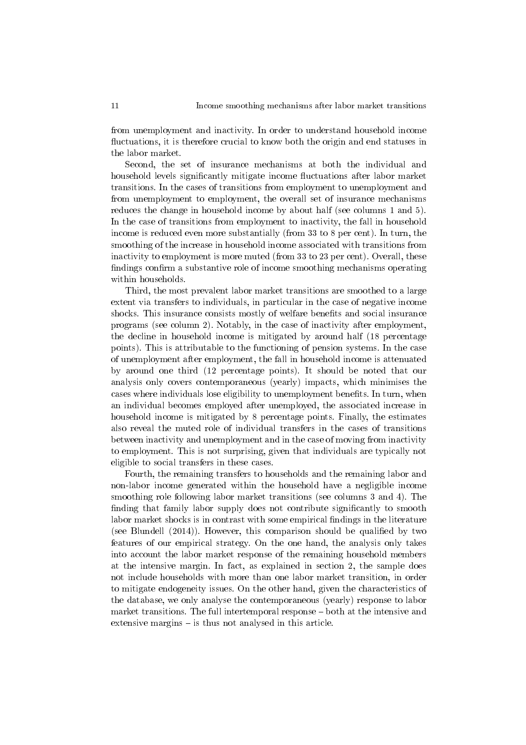from unemployment and inactivity. In order to understand household income fluctuations, it is therefore crucial to know both the origin and end statuses in the labor market.

Second, the set of insurance mechanisms at both the individual and household levels significantly mitigate income fluctuations after labor market transitions. In the cases of transitions from employment to unemployment and from unemployment to employment, the overall set of insurance mechanisms reduces the change in household income by about half (see columns 1 and 5). In the case of transitions from employment to inactivity, the fall in household income is reduced even more substantially (from 33 to 8 per cent). In turn, the smoothing of the increase in household income associated with transitions from inactivity to employment is more muted (from 33 to 23 per cent). Overall, these findings confirm a substantive role of income smoothing mechanisms operating within households.

Third, the most prevalent labor market transitions are smoothed to a large extent via transfers to individuals, in particular in the case of negative income shocks. This insurance consists mostly of welfare benefits and social insurance programs (see column 2). Notably, in the case of inactivity after employment, the decline in household income is mitigated by around half (18 percentage points). This is attributable to the functioning of pension systems. In the case of unemployment after employment, the fall in household income is attenuated by around one third (12 percentage points). It should be noted that our analysis only covers contemporaneous (yearly) impacts, which minimises the cases where individuals lose eligibility to unemployment benefits. In turn, when an individual becomes employed after unemployed, the associated increase in household income is mitigated by 8 percentage points. Finally, the estimates also reveal the muted role of individual transfers in the cases of transitions between inactivity and unemployment and in the case of moving from inactivity to employment. This is not surprising, given that individuals are typically not eligible to social transfers in these cases.

Fourth, the remaining transfers to households and the remaining labor and non-labor income generated within the household have a negligible income smoothing role following labor market transitions (see columns 3 and 4). The finding that family labor supply does not contribute significantly to smooth labor market shocks is in contrast with some empirical findings in the literature (see Blundell (2014)). However, this comparison should be qualified by two features of our empirical strategy. On the one hand, the analysis only takes into account the labor market response of the remaining household members at the intensive margin. In fact, as explained in section 2, the sample does not include households with more than one labor market transition, in order to mitigate endogeneity issues. On the other hand, given the characteristics of the database, we only analyse the contemporaneous (yearly) response to labor market transitions. The full intertemporal response – both at the intensive and extensive margins – is thus not analysed in this article.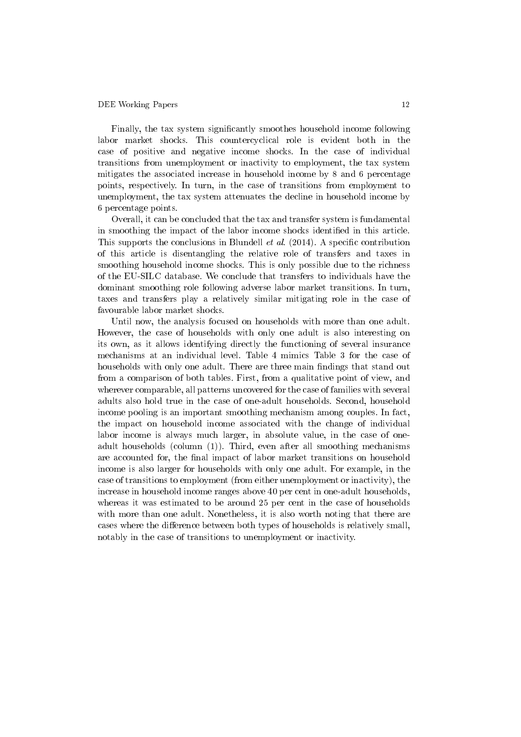Finally, the tax system significantly smoothes household income following labor market shocks. This countercyclical role is evident both in the case of positive and negative income shocks. In the case of individual transitions from unemployment or inactivity to employment, the tax system mitigates the associated increase in household income by 8 and 6 percentage points, respectively. In turn, in the case of transitions from employment to unemployment, the tax system attenuates the decline in household income by 6 percentage points.

Overall, it can be concluded that the tax and transfer system is fundamental in smoothing the impact of the labor income shocks identified in this article. This supports the conclusions in Blundell *et al.* (2014). A specific contribution of this article is disentangling the relative role of transfers and taxes in smoothing household income shocks. This is only possible due to the richness of the EU-SILC database. We conclude that transfers to individuals have the dominant smoothing role following adverse labor market transitions. In turn, taxes and transfers play a relatively similar mitigating role in the case of favourable labor market shocks.

Until now, the analysis focused on households with more than one adult. However, the case of households with only one adult is also interesting on its own, as it allows identifying directly the functioning of several insurance mechanisms at an individual level. Table 4 mimics Table 3 for the case of households with only one adult. There are three main findings that stand out from a comparison of both tables. First, from a qualitative point of view, and wherever comparable, all patterns uncovered for the case of families with several adults also hold true in the case of one-adult households. Second, household income pooling is an important smoothing mechanism among couples. In fact, the impact on household income associated with the change of individual labor income is always much larger, in absolute value, in the case of one-adult households (column (1)). Third, even after all smoothing mechanisms are accounted for, the final impact of labor market transitions on household income is also larger for households with only one adult. For example, in the case of transitions to employment (from either unemployment or inactivity), the increase in household income ranges above 40 per cent in one-adult households, whereas it was estimated to be around 25 per cent in the case of households with more than one adult. Nonetheless, it is also worth noting that there are cases where the difference between both types of households is relatively small, notably in the case of transitions to unemployment or inactivity.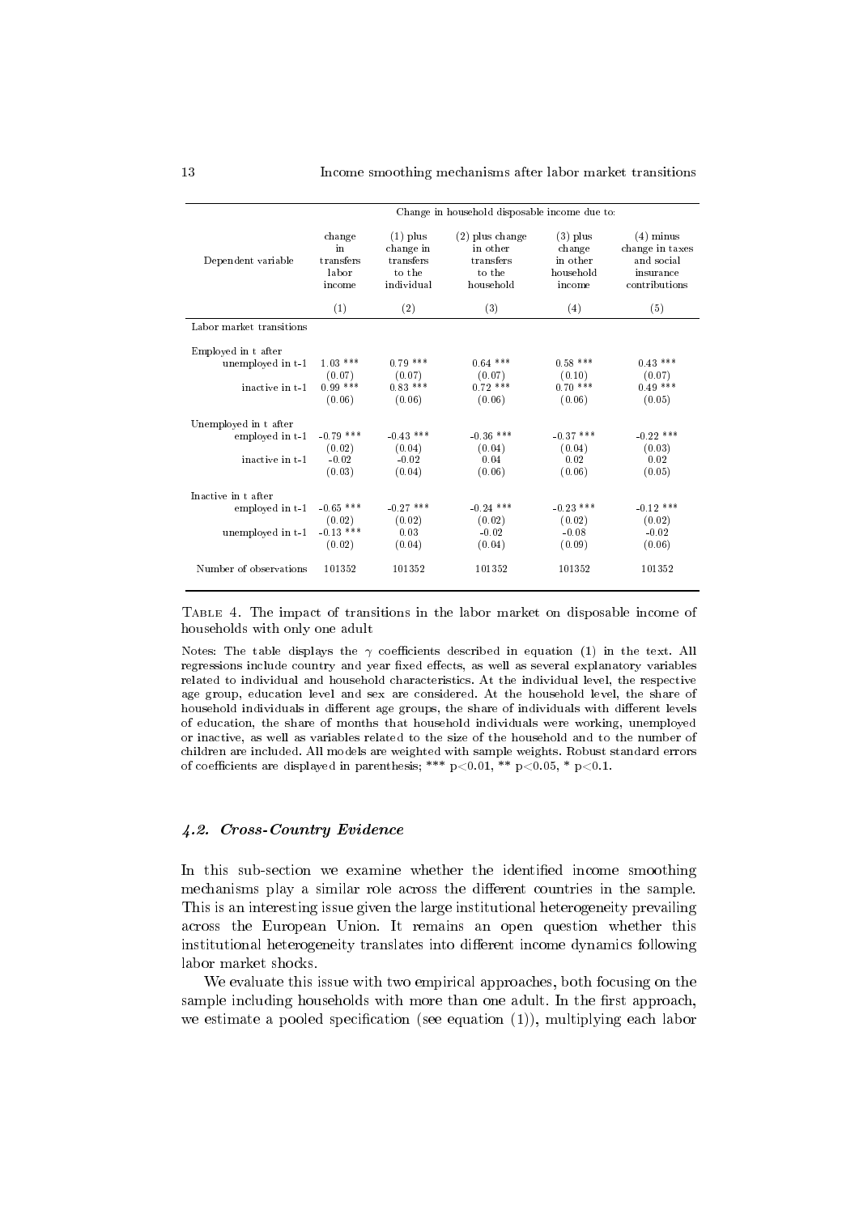| | Change in household disposable income due to: | | | | |
|---|---|---|---|---|---|
| Dependent variable | change in transfers labor income | (1) plus change in transfers to the individual | (2) plus change in other transfers to the household | (3) plus change in other household income | (4) minus change in taxes and social insurance contributions |
| | (1) | (2) | (3) | (4) | (5) |
| Labor market transitions | | | | | |
| Employed in t after | | | | | |
| unemployed in t-1 | 1.03 *** | 0.79 *** | 0.64 *** | 0.58 *** | 0.43 *** |
| | (0.07) | (0.07) | (0.07) | (0.10) | (0.07) |
| inactive in t-1 | 0.99 *** | 0.83 *** | 0.72 *** | 0.70 *** | 0.49 *** |
| | (0.06) | (0.06) | (0.06) | (0.06) | (0.05) |
| Unemployed in t after | | | | | |
| employed in t-1 | -0.79 *** | -0.43 *** | -0.36 *** | -0.37 *** | -0.22 *** |
| | (0.02) | (0.04) | (0.04) | (0.04) | (0.03) |
| inactive in t-1 | -0.02 | -0.02 | 0.04 | 0.02 | 0.02 |
| | (0.03) | (0.04) | (0.06) | (0.06) | (0.05) |
| Inactive in t after | | | | | |
| employed in t-1 | -0.65 *** | -0.27 *** | -0.24 *** | -0.23 *** | -0.12 *** |
| | (0.02) | (0.02) | (0.02) | (0.02) | (0.02) |
| unemployed in t-1 | -0.13 *** | 0.03 | -0.02 | -0.08 | -0.02 |
| | (0.02) | (0.04) | (0.04) | (0.09) | (0.06) |
| Number of observations | 101352 | 101352 | 101352 | 101352 | 101352 |

Table 4. The impact of transitions in the labor market on disposable income of households with only one adult

Notes: The table displays the $\gamma$ coefficients described in equation (1) in the text. All regressions include country and year fixed effects, as well as several explanatory variables related to individual and household characteristics. At the individual level, the respective age group, education level and sex are considered. At the household level, the share of household individuals in different age groups, the share of individuals with different levels of education, the share of months that household individuals were working, unemployed or inactive, as well as variables related to the size of the household and to the number of children are included. All models are weighted with sample weights. Robust standard errors of coefficients are displayed in parenthesis; *** $p<0.01$, ** $p<0.05$, * $p<0.1$.

### *4.2. Cross-Country Evidence*

In this sub-section we examine whether the identified income smoothing mechanisms play a similar role across the different countries in the sample. This is an interesting issue given the large institutional heterogeneity prevailing across the European Union. It remains an open question whether this institutional heterogeneity translates into different income dynamics following labor market shocks.

We evaluate this issue with two empirical approaches, both focusing on the sample including households with more than one adult. In the first approach, we estimate a pooled specification (see equation (1)), multiplying each labor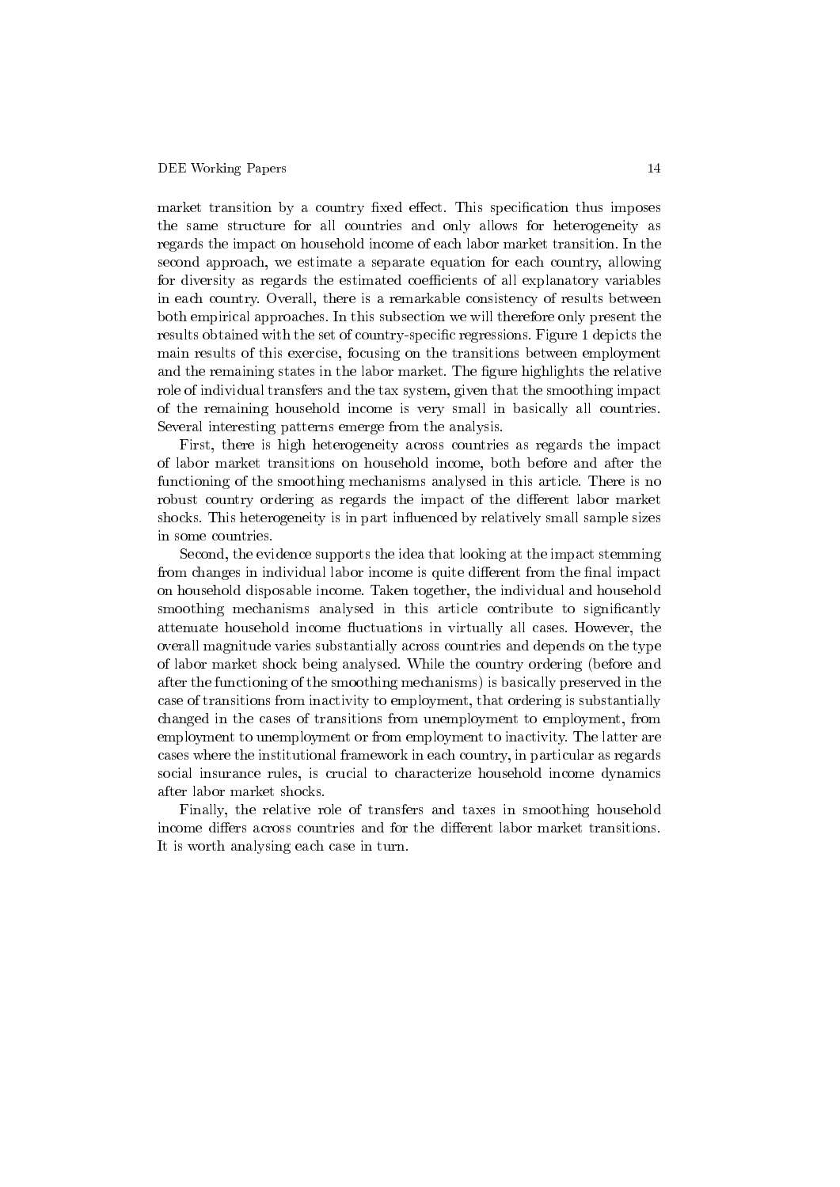market transition by a country fixed effect. This specification thus imposes the same structure for all countries and only allows for heterogeneity as regards the impact on household income of each labor market transition. In the second approach, we estimate a separate equation for each country, allowing for diversity as regards the estimated coefficients of all explanatory variables in each country. Overall, there is a remarkable consistency of results between both empirical approaches. In this subsection we will therefore only present the results obtained with the set of country-specific regressions. Figure 1 depicts the main results of this exercise, focusing on the transitions between employment and the remaining states in the labor market. The figure highlights the relative role of individual transfers and the tax system, given that the smoothing impact of the remaining household income is very small in basically all countries. Several interesting patterns emerge from the analysis.

First, there is high heterogeneity across countries as regards the impact of labor market transitions on household income, both before and after the functioning of the smoothing mechanisms analysed in this article. There is no robust country ordering as regards the impact of the different labor market shocks. This heterogeneity is in part influenced by relatively small sample sizes in some countries.

Second, the evidence supports the idea that looking at the impact stemming from changes in individual labor income is quite different from the final impact on household disposable income. Taken together, the individual and household smoothing mechanisms analysed in this article contribute to significantly attenuate household income fluctuations in virtually all cases. However, the overall magnitude varies substantially across countries and depends on the type of labor market shock being analysed. While the country ordering (before and after the functioning of the smoothing mechanisms) is basically preserved in the case of transitions from inactivity to employment, that ordering is substantially changed in the cases of transitions from unemployment to employment, from employment to unemployment or from employment to inactivity. The latter are cases where the institutional framework in each country, in particular as regards social insurance rules, is crucial to characterize household income dynamics after labor market shocks.

Finally, the relative role of transfers and taxes in smoothing household income differs across countries and for the different labor market transitions. It is worth analysing each case in turn.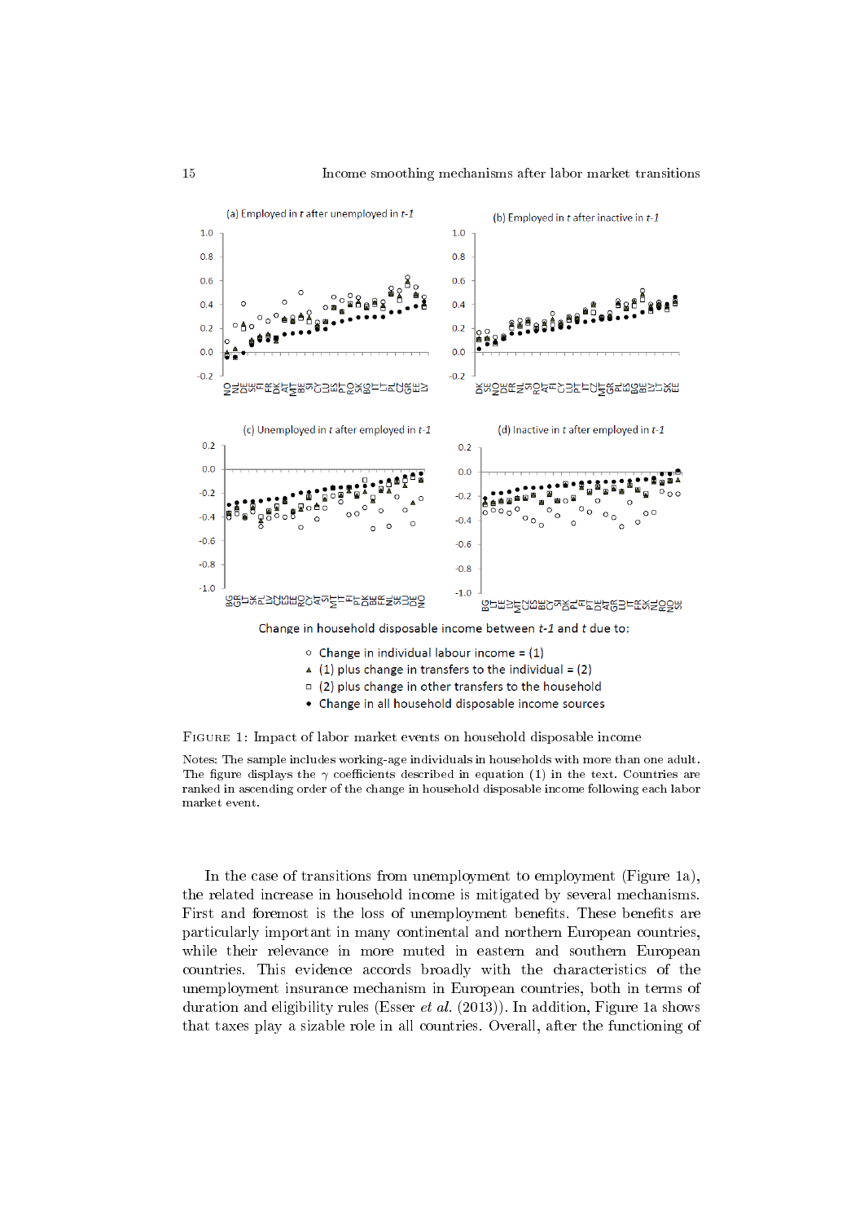(a) Employed in *t* after unemployed in *t-1*

(b) Employed in *t* after inactive in *t-1*

(c) Unemployed in *t* after employed in *t-1*

(d) Inactive in *t* after employed in *t-1*

Change in household disposable income between *t-1* and *t* due to:

- ○ Change in individual labour income = (1)
- ▲ (1) plus change in transfers to the individual = (2)
- □ (2) plus change in other transfers to the household
- • Change in all household disposable income sources

Figure 1: Impact of labor market events on household disposable income

Notes: The sample includes working-age individuals in households with more than one adult. The figure displays the $\gamma$ coefficients described in equation (1) in the text. Countries are ranked in ascending order of the change in household disposable income following each labor market event.

In the case of transitions from unemployment to employment (Figure 1a), the related increase in household income is mitigated by several mechanisms. First and foremost is the loss of unemployment benefits. These benefits are particularly important in many continental and northern European countries, while their relevance in more muted in eastern and southern European countries. This evidence accords broadly with the characteristics of the unemployment insurance mechanism in European countries, both in terms of duration and eligibility rules (Esser *et al.* (2013)). In addition, Figure 1a shows that taxes play a sizable role in all countries. Overall, after the functioning of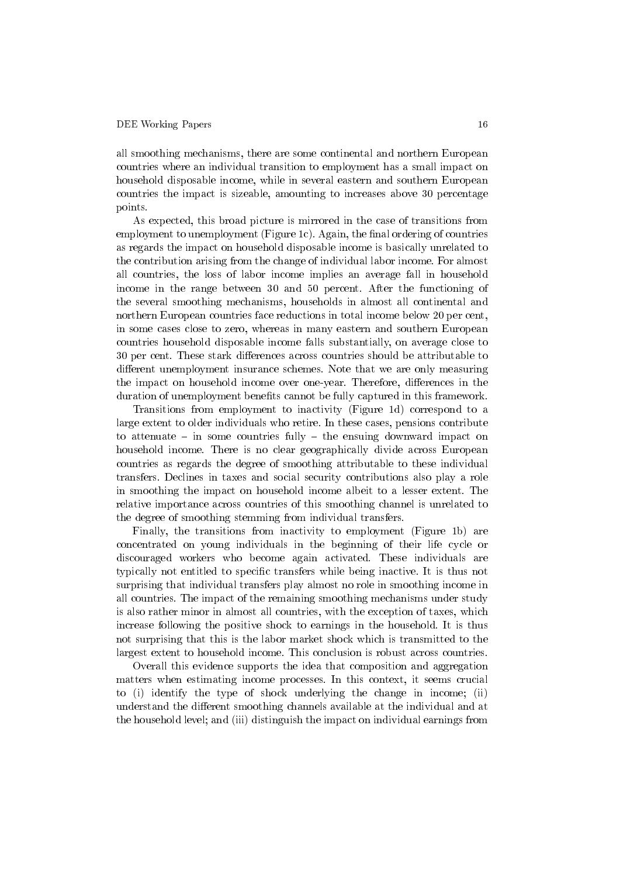all smoothing mechanisms, there are some continental and northern European countries where an individual transition to employment has a small impact on household disposable income, while in several eastern and southern European countries the impact is sizeable, amounting to increases above 30 percentage points.

As expected, this broad picture is mirrored in the case of transitions from employment to unemployment (Figure 1c). Again, the final ordering of countries as regards the impact on household disposable income is basically unrelated to the contribution arising from the change of individual labor income. For almost all countries, the loss of labor income implies an average fall in household income in the range between 30 and 50 percent. After the functioning of the several smoothing mechanisms, households in almost all continental and northern European countries face reductions in total income below 20 per cent, in some cases close to zero, whereas in many eastern and southern European countries household disposable income falls substantially, on average close to 30 per cent. These stark differences across countries should be attributable to different unemployment insurance schemes. Note that we are only measuring the impact on household income over one-year. Therefore, differences in the duration of unemployment benefits cannot be fully captured in this framework.

Transitions from employment to inactivity (Figure 1d) correspond to a large extent to older individuals who retire. In these cases, pensions contribute to attenuate – in some countries fully – the ensuing downward impact on household income. There is no clear geographically divide across European countries as regards the degree of smoothing attributable to these individual transfers. Declines in taxes and social security contributions also play a role in smoothing the impact on household income albeit to a lesser extent. The relative importance across countries of this smoothing channel is unrelated to the degree of smoothing stemming from individual transfers.

Finally, the transitions from inactivity to employment (Figure 1b) are concentrated on young individuals in the beginning of their life cycle or discouraged workers who become again activated. These individuals are typically not entitled to specific transfers while being inactive. It is thus not surprising that individual transfers play almost no role in smoothing income in all countries. The impact of the remaining smoothing mechanisms under study is also rather minor in almost all countries, with the exception of taxes, which increase following the positive shock to earnings in the household. It is thus not surprising that this is the labor market shock which is transmitted to the largest extent to household income. This conclusion is robust across countries.

Overall this evidence supports the idea that composition and aggregation matters when estimating income processes. In this context, it seems crucial to (i) identify the type of shock underlying the change in income; (ii) understand the different smoothing channels available at the individual and at the household level; and (iii) distinguish the impact on individual earnings from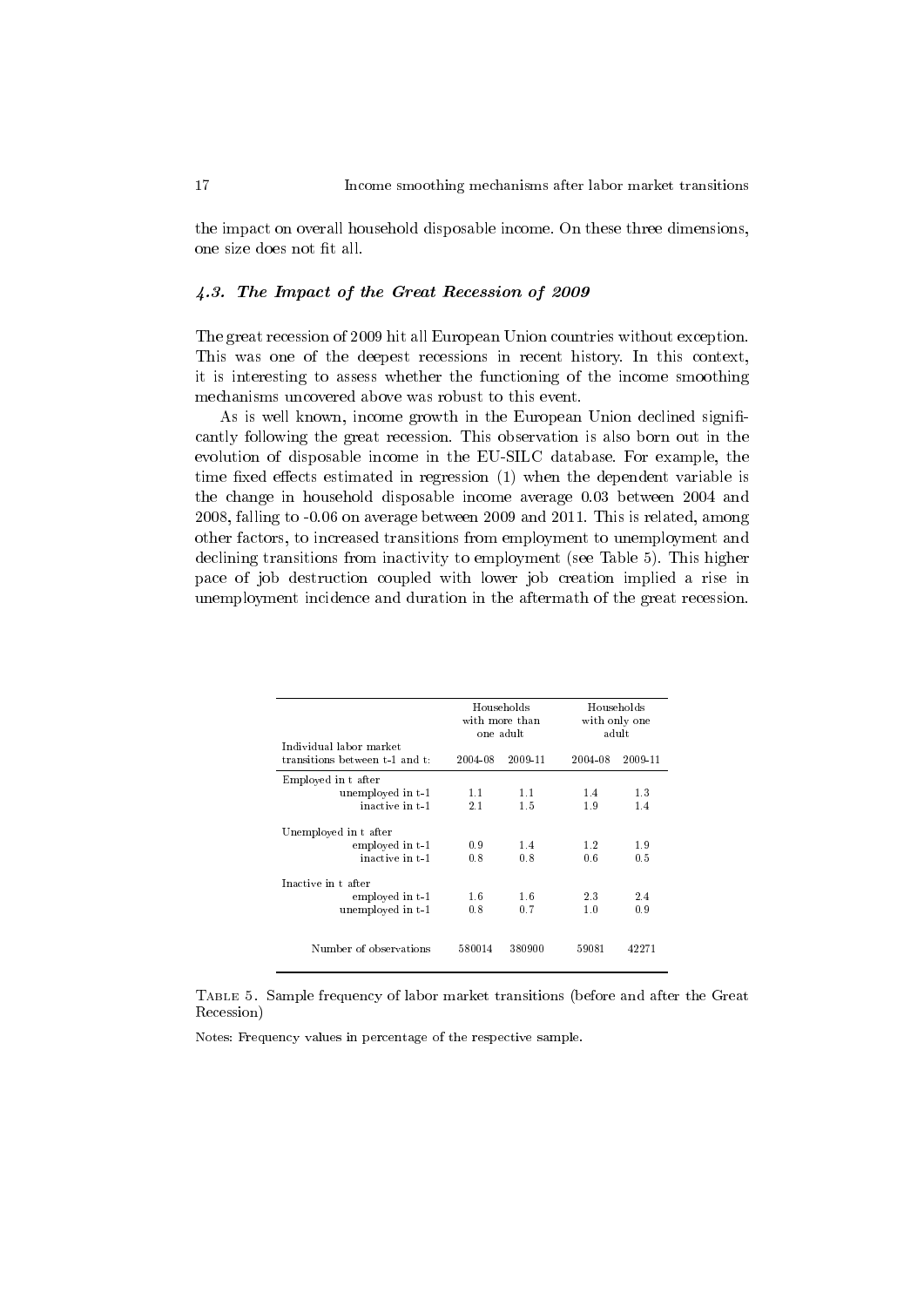the impact on overall household disposable income. On these three dimensions, one size does not fit all.

### *4.3. The Impact of the Great Recession of 2009*

The great recession of 2009 hit all European Union countries without exception. This was one of the deepest recessions in recent history. In this context, it is interesting to assess whether the functioning of the income smoothing mechanisms uncovered above was robust to this event.

As is well known, income growth in the European Union declined significantly following the great recession. This observation is also born out in the evolution of disposable income in the EU-SILC database. For example, the time fixed effects estimated in regression (1) when the dependent variable is the change in household disposable income average 0.03 between 2004 and 2008, falling to -0.06 on average between 2009 and 2011. This is related, among other factors, to increased transitions from employment to unemployment and declining transitions from inactivity to employment (see Table 5). This higher pace of job destruction coupled with lower job creation implied a rise in unemployment incidence and duration in the aftermath of the great recession.

| | Households with more than one adult | | Households with only one adult | |
|---|---|---|---|---|
| Individual labor market transitions between t-1 and t: | 2004-08 | 2009-11 | 2004-08 | 2009-11 |
| Employed in t after | | | | |
| unemployed in t-1 | 1.1 | 1.1 | 1.4 | 1.3 |
| inactive in t-1 | 2.1 | 1.5 | 1.9 | 1.4 |
| Unemployed in t after | | | | |
| employed in t-1 | 0.9 | 1.4 | 1.2 | 1.9 |
| inactive in t-1 | 0.8 | 0.8 | 0.6 | 0.5 |
| Inactive in t after | | | | |
| employed in t-1 | 1.6 | 1.6 | 2.3 | 2.4 |
| unemployed in t-1 | 0.8 | 0.7 | 1.0 | 0.9 |
| Number of observations | 580014 | 380900 | 59081 | 42271 |

Table 5. Sample frequency of labor market transitions (before and after the Great Recession)

Notes: Frequency values in percentage of the respective sample.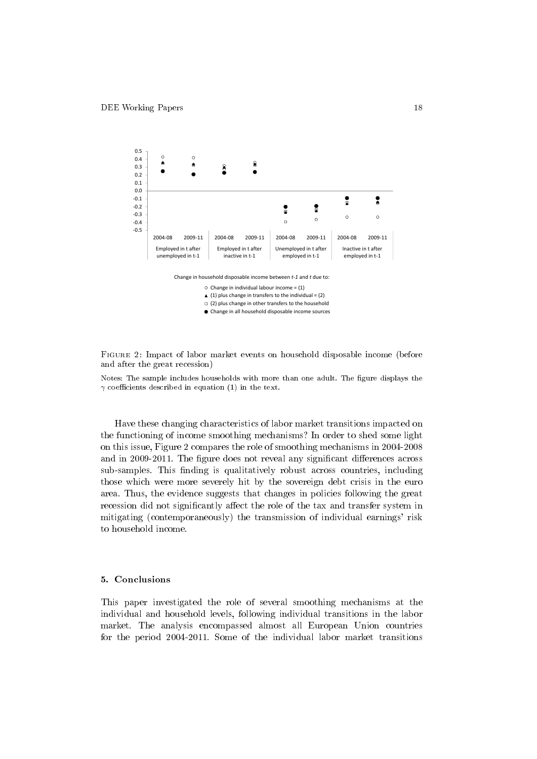FIGURE 2: Impact of labor market events on household disposable income (before and after the great recession)

Notes: The sample includes households with more than one adult. The figure displays the $\gamma$ coefficients described in equation (1) in the text.

Have these changing characteristics of labor market transitions impacted on the functioning of income smoothing mechanisms? In order to shed some light on this issue, Figure 2 compares the role of smoothing mechanisms in 2004-2008 and in 2009-2011. The figure does not reveal any significant differences across sub-samples. This finding is qualitatively robust across countries, including those which were more severely hit by the sovereign debt crisis in the euro area. Thus, the evidence suggests that changes in policies following the great recession did not significantly affect the role of the tax and transfer system in mitigating (contemporaneously) the transmission of individual earnings' risk to household income.

## 5. Conclusions

This paper investigated the role of several smoothing mechanisms at the individual and household levels, following individual transitions in the labor market. The analysis encompassed almost all European Union countries for the period 2004-2011. Some of the individual labor market transitions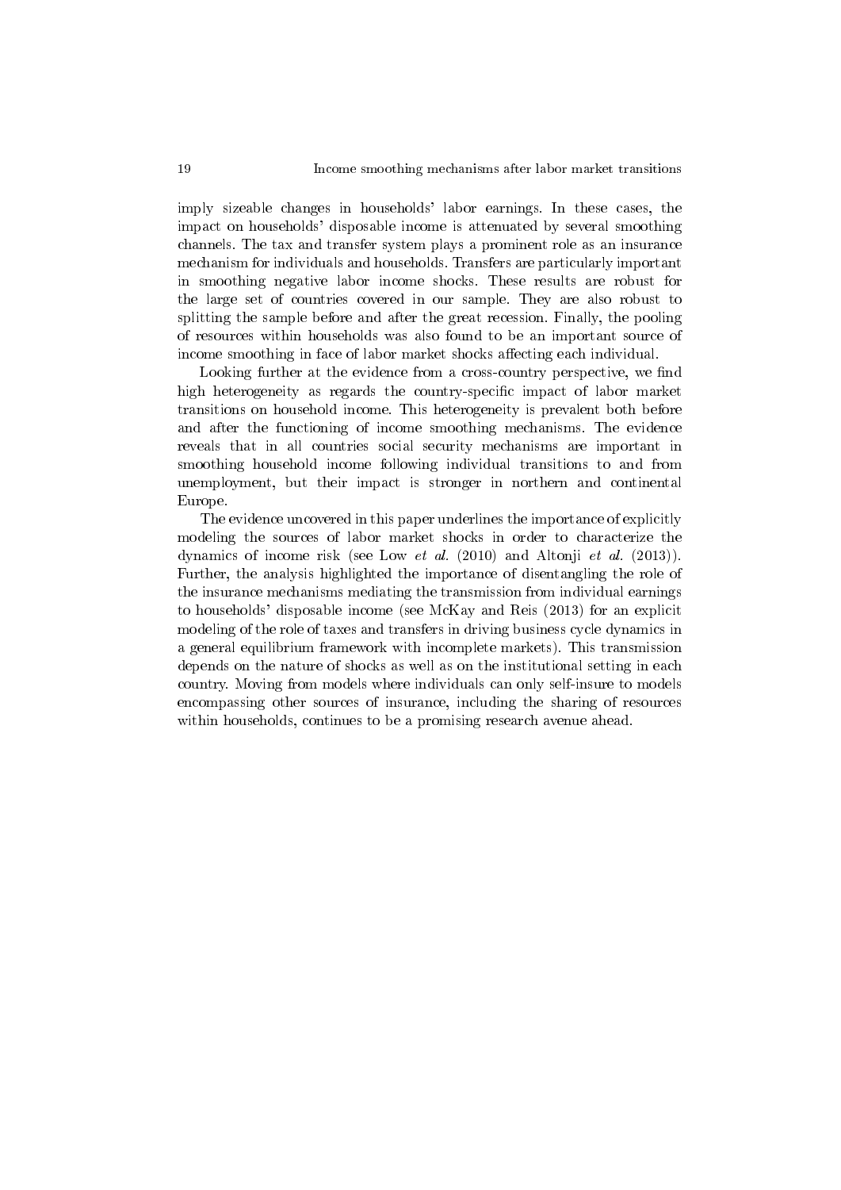imply sizeable changes in households' labor earnings. In these cases, the impact on households' disposable income is attenuated by several smoothing channels. The tax and transfer system plays a prominent role as an insurance mechanism for individuals and households. Transfers are particularly important in smoothing negative labor income shocks. These results are robust for the large set of countries covered in our sample. They are also robust to splitting the sample before and after the great recession. Finally, the pooling of resources within households was also found to be an important source of income smoothing in face of labor market shocks affecting each individual.

Looking further at the evidence from a cross-country perspective, we find high heterogeneity as regards the country-specific impact of labor market transitions on household income. This heterogeneity is prevalent both before and after the functioning of income smoothing mechanisms. The evidence reveals that in all countries social security mechanisms are important in smoothing household income following individual transitions to and from unemployment, but their impact is stronger in northern and continental Europe.

The evidence uncovered in this paper underlines the importance of explicitly modeling the sources of labor market shocks in order to characterize the dynamics of income risk (see Low *et al.* (2010) and Altonji *et al.* (2013)). Further, the analysis highlighted the importance of disentangling the role of the insurance mechanisms mediating the transmission from individual earnings to households' disposable income (see McKay and Reis (2013) for an explicit modeling of the role of taxes and transfers in driving business cycle dynamics in a general equilibrium framework with incomplete markets). This transmission depends on the nature of shocks as well as on the institutional setting in each country. Moving from models where individuals can only self-insure to models encompassing other sources of insurance, including the sharing of resources within households, continues to be a promising research avenue ahead.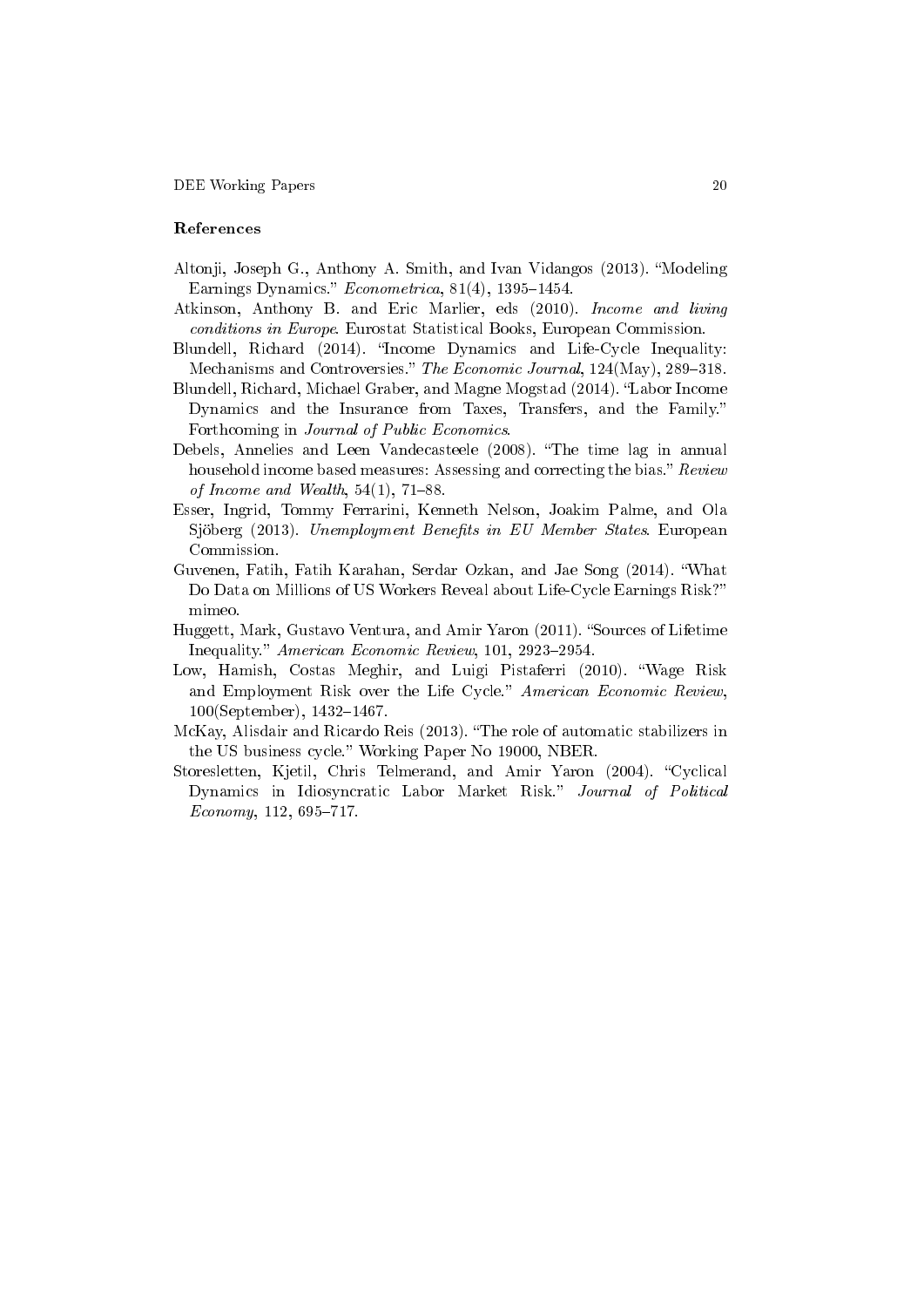## References

Altonji, Joseph G., Anthony A. Smith, and Ivan Vidangos (2013). "Modeling Earnings Dynamics." *Econometrica*, 81(4), 1395–1454.

Atkinson, Anthony B. and Eric Marlier, eds (2010). *Income and living conditions in Europe*. Eurostat Statistical Books, European Commission.

Blundell, Richard (2014). "Income Dynamics and Life-Cycle Inequality: Mechanisms and Controversies." *The Economic Journal*, 124(May), 289–318.

Blundell, Richard, Michael Graber, and Magne Mogstad (2014). "Labor Income Dynamics and the Insurance from Taxes, Transfers, and the Family." Forthcoming in *Journal of Public Economics*.

Debels, Annelies and Leen Vandecasteele (2008). "The time lag in annual household income based measures: Assessing and correcting the bias." *Review of Income and Wealth*, 54(1), 71–88.

Esser, Ingrid, Tommy Ferrarini, Kenneth Nelson, Joakim Palme, and Ola Sjöberg (2013). *Unemployment Benefits in EU Member States*. European Commission.

Guvenen, Fatih, Fatih Karahan, Serdar Ozkan, and Jae Song (2014). "What Do Data on Millions of US Workers Reveal about Life-Cycle Earnings Risk?" mimeo.

Huggett, Mark, Gustavo Ventura, and Amir Yaron (2011). "Sources of Lifetime Inequality." *American Economic Review*, 101, 2923–2954.

Low, Hamish, Costas Meghir, and Luigi Pistaferri (2010). "Wage Risk and Employment Risk over the Life Cycle." *American Economic Review*, 100(September), 1432–1467.

McKay, Alisdair and Ricardo Reis (2013). "The role of automatic stabilizers in the US business cycle." Working Paper No 19000, NBER.

Storesletten, Kjetil, Chris Telmerand, and Amir Yaron (2004). "Cyclical Dynamics in Idiosyncratic Labor Market Risk." *Journal of Political Economy*, 112, 695–717.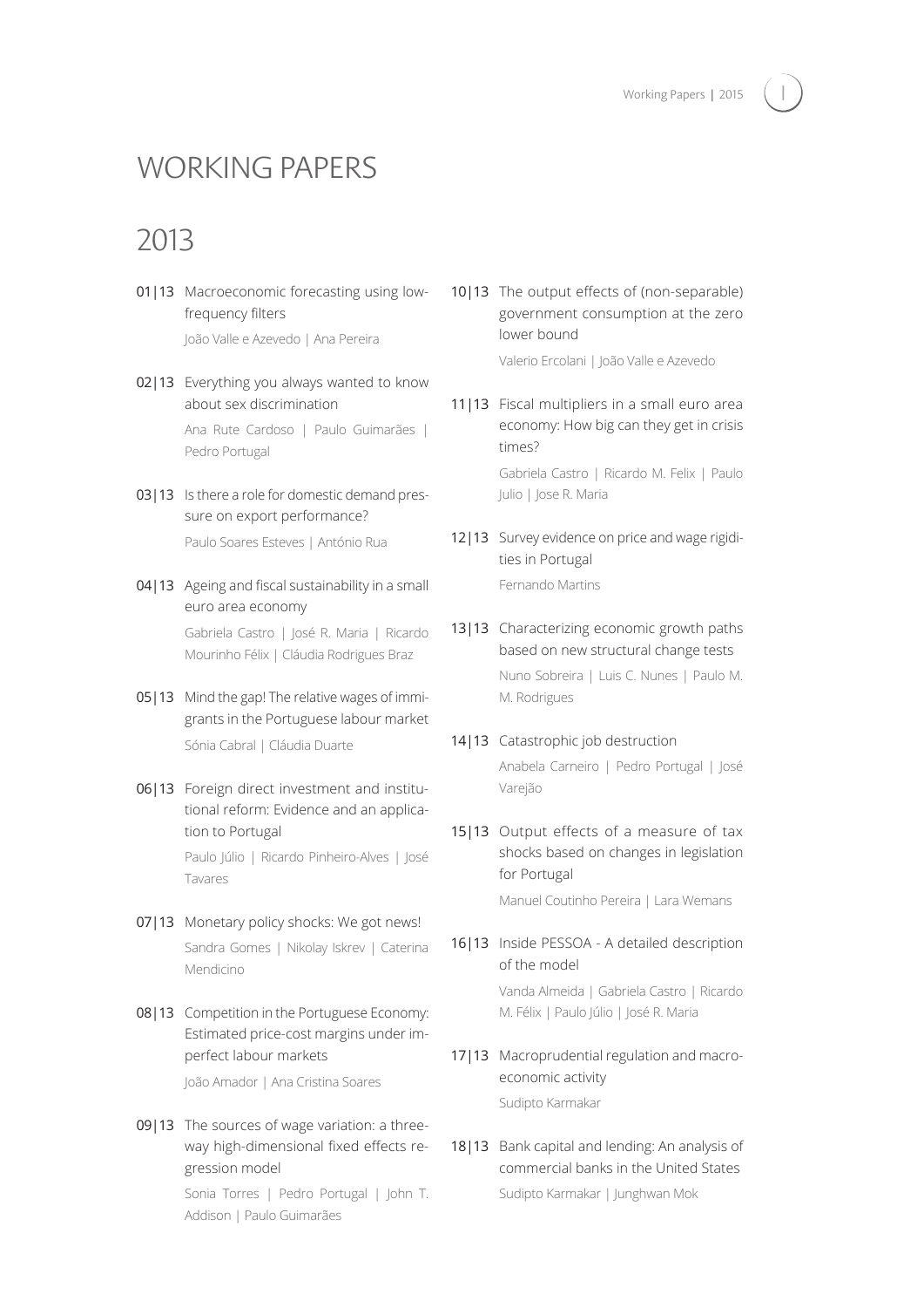# WORKING PAPERS

## 2013

01|13 Macroeconomic forecasting using low-frequency filters
João Valle e Azevedo | Ana Pereira

02|13 Everything you always wanted to know about sex discrimination
Ana Rute Cardoso | Paulo Guimarães | Pedro Portugal

03|13 Is there a role for domestic demand pressure on export performance?
Paulo Soares Esteves | António Rua

04|13 Ageing and fiscal sustainability in a small euro area economy
Gabriela Castro | José R. Maria | Ricardo Mourinho Félix | Cláudia Rodrigues Braz

05|13 Mind the gap! The relative wages of immigrants in the Portuguese labour market
Sónia Cabral | Cláudia Duarte

06|13 Foreign direct investment and institutional reform: Evidence and an application to Portugal
Paulo Júlio | Ricardo Pinheiro-Alves | José Tavares

07|13 Monetary policy shocks: We got news!
Sandra Gomes | Nikolay Iskrev | Caterina Mendicino

08|13 Competition in the Portuguese Economy: Estimated price-cost margins under imperfect labour markets
João Amador | Ana Cristina Soares

09|13 The sources of wage variation: a three-way high-dimensional fixed effects regression model
Sonia Torres | Pedro Portugal | John T. Addison | Paulo Guimarães

10|13 The output effects of (non-separable) government consumption at the zero lower bound
Valerio Ercolani | João Valle e Azevedo

11|13 Fiscal multipliers in a small euro area economy: How big can they get in crisis times?
Gabriela Castro | Ricardo M. Felix | Paulo Julio | Jose R. Maria

12|13 Survey evidence on price and wage rigidities in Portugal
Fernando Martins

13|13 Characterizing economic growth paths based on new structural change tests
Nuno Sobreira | Luis C. Nunes | Paulo M. M. Rodrigues

14|13 Catastrophic job destruction
Anabela Carneiro | Pedro Portugal | José Varejão

15|13 Output effects of a measure of tax shocks based on changes in legislation for Portugal
Manuel Coutinho Pereira | Lara Wemans

16|13 Inside PESSOA - A detailed description of the model
Vanda Almeida | Gabriela Castro | Ricardo M. Félix | Paulo Júlio | José R. Maria

17|13 Macroprudential regulation and macroeconomic activity
Sudipto Karmakar

18|13 Bank capital and lending: An analysis of commercial banks in the United States
Sudipto Karmakar | Junghwan Mok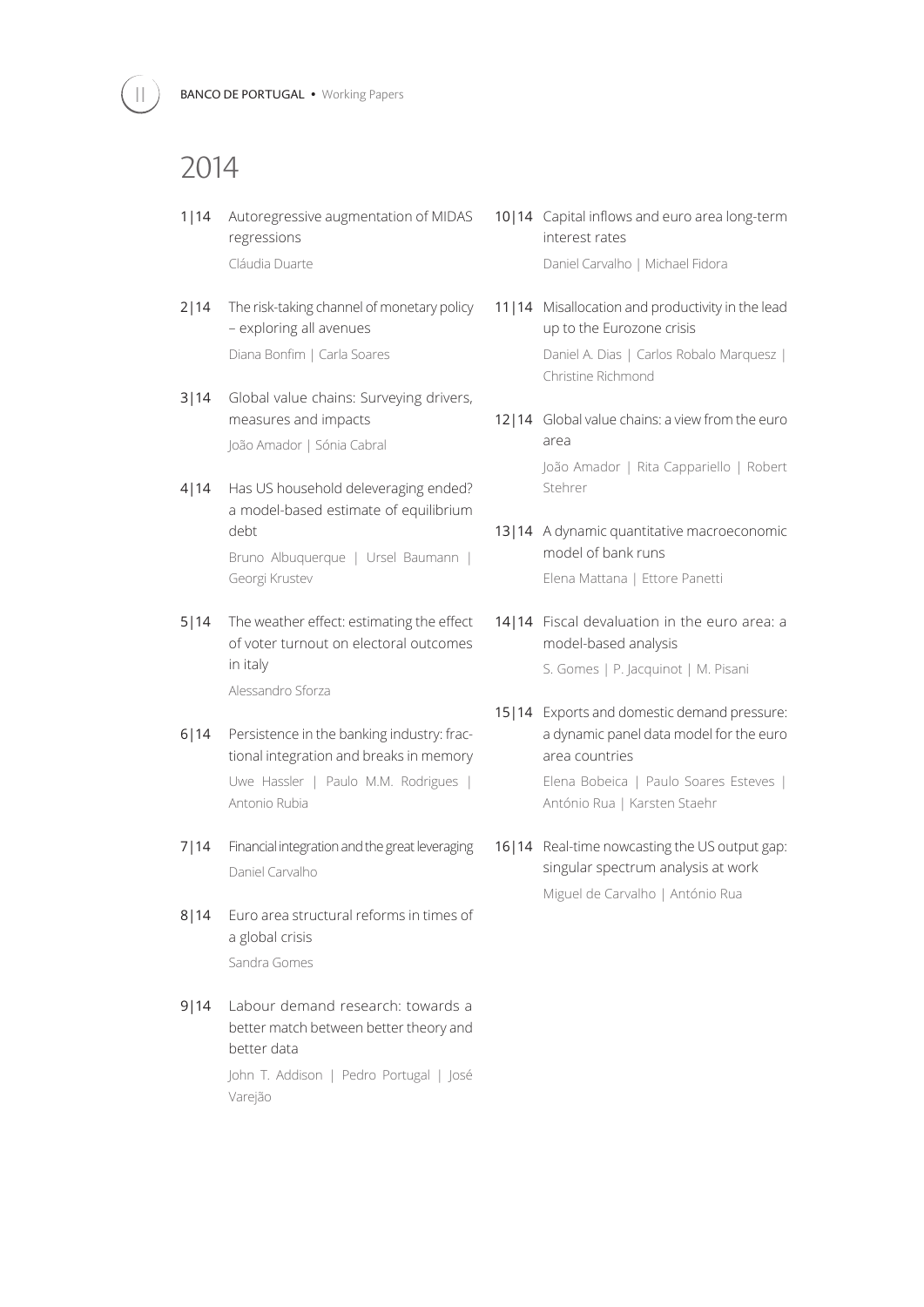# 2014

1|14 Autoregressive augmentation of MIDAS regressions
Cláudia Duarte

2|14 The risk-taking channel of monetary policy – exploring all avenues
Diana Bonfim | Carla Soares

3|14 Global value chains: Surveying drivers, measures and impacts
João Amador | Sónia Cabral

4|14 Has US household deleveraging ended? a model-based estimate of equilibrium debt
Bruno Albuquerque | Ursel Baumann | Georgi Krustev

5|14 The weather effect: estimating the effect of voter turnout on electoral outcomes in italy
Alessandro Sforza

6|14 Persistence in the banking industry: fractional integration and breaks in memory
Uwe Hassler | Paulo M.M. Rodrigues | Antonio Rubia

7|14 Financial integration and the great leveraging
Daniel Carvalho

8|14 Euro area structural reforms in times of a global crisis
Sandra Gomes

9|14 Labour demand research: towards a better match between better theory and better data
John T. Addison | Pedro Portugal | José Varejão

10|14 Capital inflows and euro area long-term interest rates
Daniel Carvalho | Michael Fidora

11|14 Misallocation and productivity in the lead up to the Eurozone crisis
Daniel A. Dias | Carlos Robalo Marquesz | Christine Richmond

12|14 Global value chains: a view from the euro area
João Amador | Rita Cappariello | Robert Stehrer

13|14 A dynamic quantitative macroeconomic model of bank runs
Elena Mattana | Ettore Panetti

14|14 Fiscal devaluation in the euro area: a model-based analysis
S. Gomes | P. Jacquinot | M. Pisani

15|14 Exports and domestic demand pressure: a dynamic panel data model for the euro area countries
Elena Bobeica | Paulo Soares Esteves | António Rua | Karsten Staehr

16|14 Real-time nowcasting the US output gap: singular spectrum analysis at work
Miguel de Carvalho | António Rua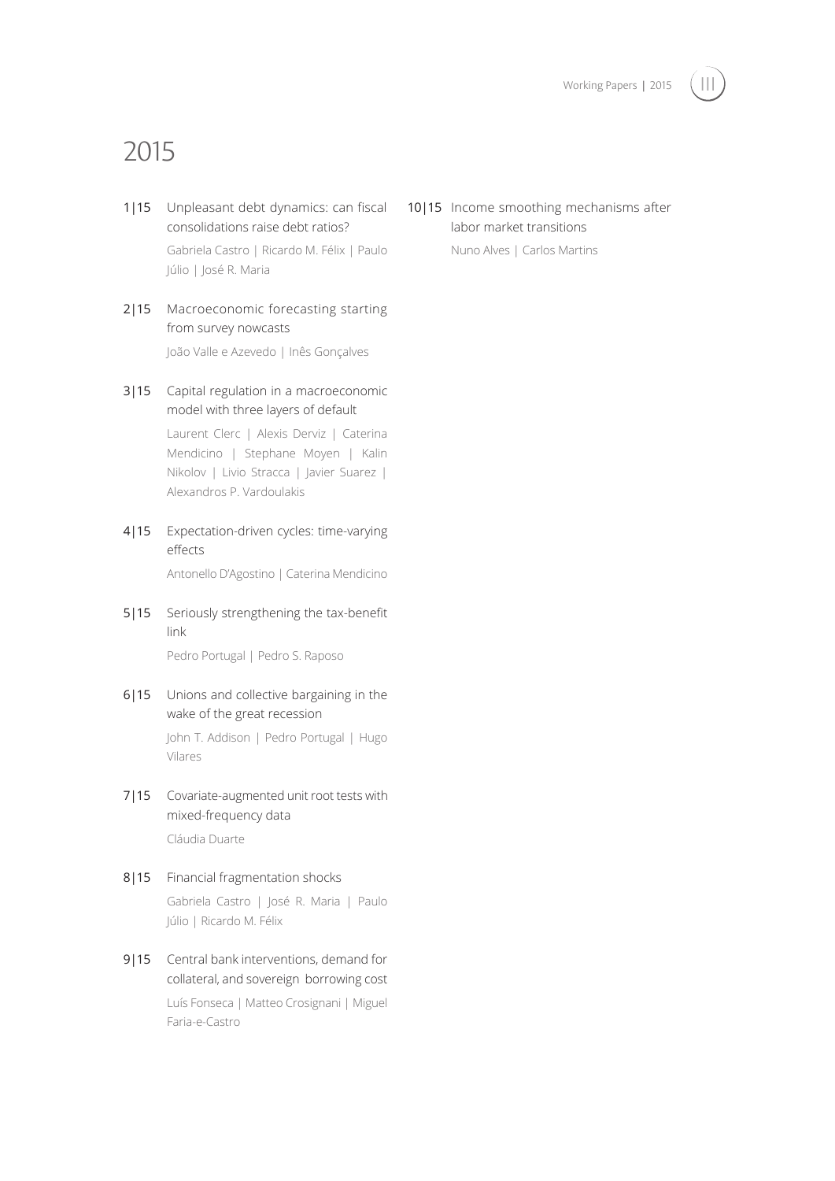# 2015

1|15 Unpleasant debt dynamics: can fiscal consolidations raise debt ratios?
Gabriela Castro | Ricardo M. Félix | Paulo Júlio | José R. Maria

2|15 Macroeconomic forecasting starting from survey nowcasts
João Valle e Azevedo | Inês Gonçalves

3|15 Capital regulation in a macroeconomic model with three layers of default
Laurent Clerc | Alexis Derviz | Caterina Mendicino | Stephane Moyen | Kalin Nikolov | Livio Stracca | Javier Suarez | Alexandros P. Vardoulakis

4|15 Expectation-driven cycles: time-varying effects
Antonello D'Agostino | Caterina Mendicino

5|15 Seriously strengthening the tax-benefit link
Pedro Portugal | Pedro S. Raposo

6|15 Unions and collective bargaining in the wake of the great recession
John T. Addison | Pedro Portugal | Hugo Vilares

7|15 Covariate-augmented unit root tests with mixed-frequency data
Cláudia Duarte

8|15 Financial fragmentation shocks
Gabriela Castro | José R. Maria | Paulo Júlio | Ricardo M. Félix

9|15 Central bank interventions, demand for collateral, and sovereign borrowing cost
Luís Fonseca | Matteo Crosignani | Miguel Faria-e-Castro

10|15 Income smoothing mechanisms after labor market transitions
Nuno Alves | Carlos Martins